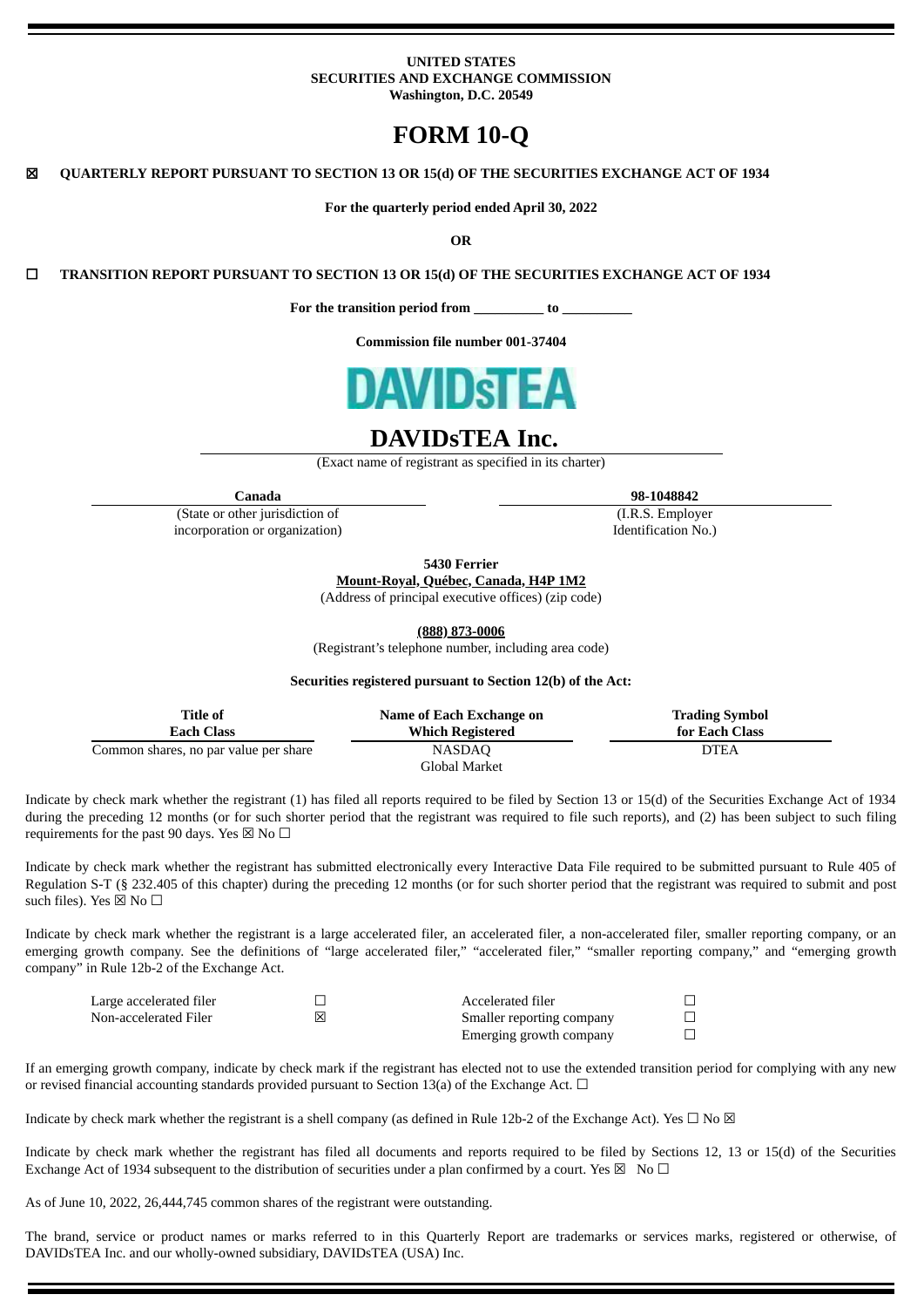**UNITED STATES**
**SECURITIES AND EXCHANGE COMMISSION**
**Washington, D.C. 20549**

# FORM 10-Q

☒ **QUARTERLY REPORT PURSUANT TO SECTION 13 OR 15(d) OF THE SECURITIES EXCHANGE ACT OF 1934**

**For the quarterly period ended April 30, 2022**

**OR**

☐ **TRANSITION REPORT PURSUANT TO SECTION 13 OR 15(d) OF THE SECURITIES EXCHANGE ACT OF 1934**

**For the transition period from __________ to __________**

**Commission file number 001-37404**

DAVIDsTEA

# DAVIDsTEA Inc.

(Exact name of registrant as specified in its charter)

| **Canada** | **98-1048842** |
|---|---|
| (State or other jurisdiction of incorporation or organization) | (I.R.S. Employer Identification No.) |

**5430 Ferrier**
**Mount-Royal, Québec, Canada, H4P 1M2**
(Address of principal executive offices) (zip code)

**(888) 873-0006**
(Registrant's telephone number, including area code)

**Securities registered pursuant to Section 12(b) of the Act:**

| Title of Each Class | Name of Each Exchange on Which Registered | Trading Symbol for Each Class |
|---|---|---|
| Common shares, no par value per share | NASDAQ Global Market | DTEA |

Indicate by check mark whether the registrant (1) has filed all reports required to be filed by Section 13 or 15(d) of the Securities Exchange Act of 1934 during the preceding 12 months (or for such shorter period that the registrant was required to file such reports), and (2) has been subject to such filing requirements for the past 90 days. Yes ☒ No ☐

Indicate by check mark whether the registrant has submitted electronically every Interactive Data File required to be submitted pursuant to Rule 405 of Regulation S-T (§ 232.405 of this chapter) during the preceding 12 months (or for such shorter period that the registrant was required to submit and post such files). Yes ☒ No ☐

Indicate by check mark whether the registrant is a large accelerated filer, an accelerated filer, a non-accelerated filer, smaller reporting company, or an emerging growth company. See the definitions of "large accelerated filer," "accelerated filer," "smaller reporting company," and "emerging growth company" in Rule 12b-2 of the Exchange Act.

| | | | |
|---|---|---|---|
| Large accelerated filer | ☐ | Accelerated filer | ☐ |
| Non-accelerated Filer | ☒ | Smaller reporting company | ☐ |
| | | Emerging growth company | ☐ |

If an emerging growth company, indicate by check mark if the registrant has elected not to use the extended transition period for complying with any new or revised financial accounting standards provided pursuant to Section 13(a) of the Exchange Act. ☐

Indicate by check mark whether the registrant is a shell company (as defined in Rule 12b-2 of the Exchange Act). Yes ☐ No ☒

Indicate by check mark whether the registrant has filed all documents and reports required to be filed by Sections 12, 13 or 15(d) of the Securities Exchange Act of 1934 subsequent to the distribution of securities under a plan confirmed by a court. Yes ☒ No ☐

As of June 10, 2022, 26,444,745 common shares of the registrant were outstanding.

The brand, service or product names or marks referred to in this Quarterly Report are trademarks or services marks, registered or otherwise, of DAVIDsTEA Inc. and our wholly-owned subsidiary, DAVIDsTEA (USA) Inc.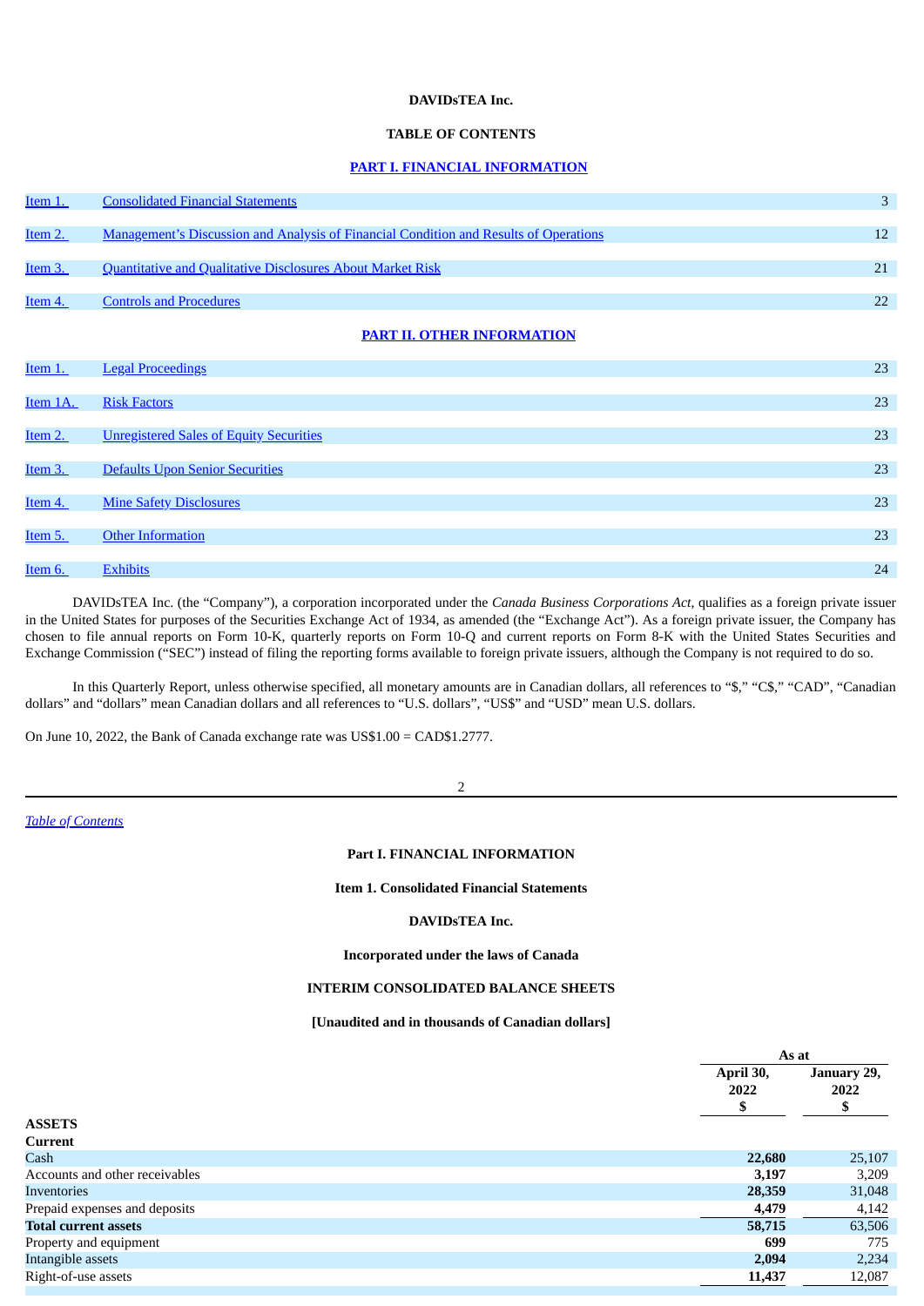**DAVIDsTEA Inc.**

**TABLE OF CONTENTS**

**PART I. FINANCIAL INFORMATION**

| | | |
|---|---|---|
| Item 1. | Consolidated Financial Statements | 3 |
| Item 2. | Management's Discussion and Analysis of Financial Condition and Results of Operations | 12 |
| Item 3. | Quantitative and Qualitative Disclosures About Market Risk | 21 |
| Item 4. | Controls and Procedures | 22 |

**PART II. OTHER INFORMATION**

| | | |
|---|---|---|
| Item 1. | Legal Proceedings | 23 |
| Item 1A. | Risk Factors | 23 |
| Item 2. | Unregistered Sales of Equity Securities | 23 |
| Item 3. | Defaults Upon Senior Securities | 23 |
| Item 4. | Mine Safety Disclosures | 23 |
| Item 5. | Other Information | 23 |
| Item 6. | Exhibits | 24 |

DAVIDsTEA Inc. (the "Company"), a corporation incorporated under the *Canada Business Corporations Act*, qualifies as a foreign private issuer in the United States for purposes of the Securities Exchange Act of 1934, as amended (the "Exchange Act"). As a foreign private issuer, the Company has chosen to file annual reports on Form 10-K, quarterly reports on Form 10-Q and current reports on Form 8-K with the United States Securities and Exchange Commission ("SEC") instead of filing the reporting forms available to foreign private issuers, although the Company is not required to do so.

In this Quarterly Report, unless otherwise specified, all monetary amounts are in Canadian dollars, all references to "$," "C$," "CAD", "Canadian dollars" and "dollars" mean Canadian dollars and all references to "U.S. dollars", "US$" and "USD" mean U.S. dollars.

On June 10, 2022, the Bank of Canada exchange rate was US$1.00 = CAD$1.2777.

# Part I. FINANCIAL INFORMATION

## Item 1. Consolidated Financial Statements

**DAVIDsTEA Inc.**

**Incorporated under the laws of Canada**

**INTERIM CONSOLIDATED BALANCE SHEETS**

**[Unaudited and in thousands of Canadian dollars]**

| | As at | |
|---|---|---|
| | **April 30, 2022 $** | **January 29, 2022 $** |
| **ASSETS** | | |
| **Current** | | |
| Cash | **22,680** | 25,107 |
| Accounts and other receivables | **3,197** | 3,209 |
| Inventories | **28,359** | 31,048 |
| Prepaid expenses and deposits | **4,479** | 4,142 |
| **Total current assets** | **58,715** | 63,506 |
| Property and equipment | **699** | 775 |
| Intangible assets | **2,094** | 2,234 |
| Right-of-use assets | **11,437** | 12,087 |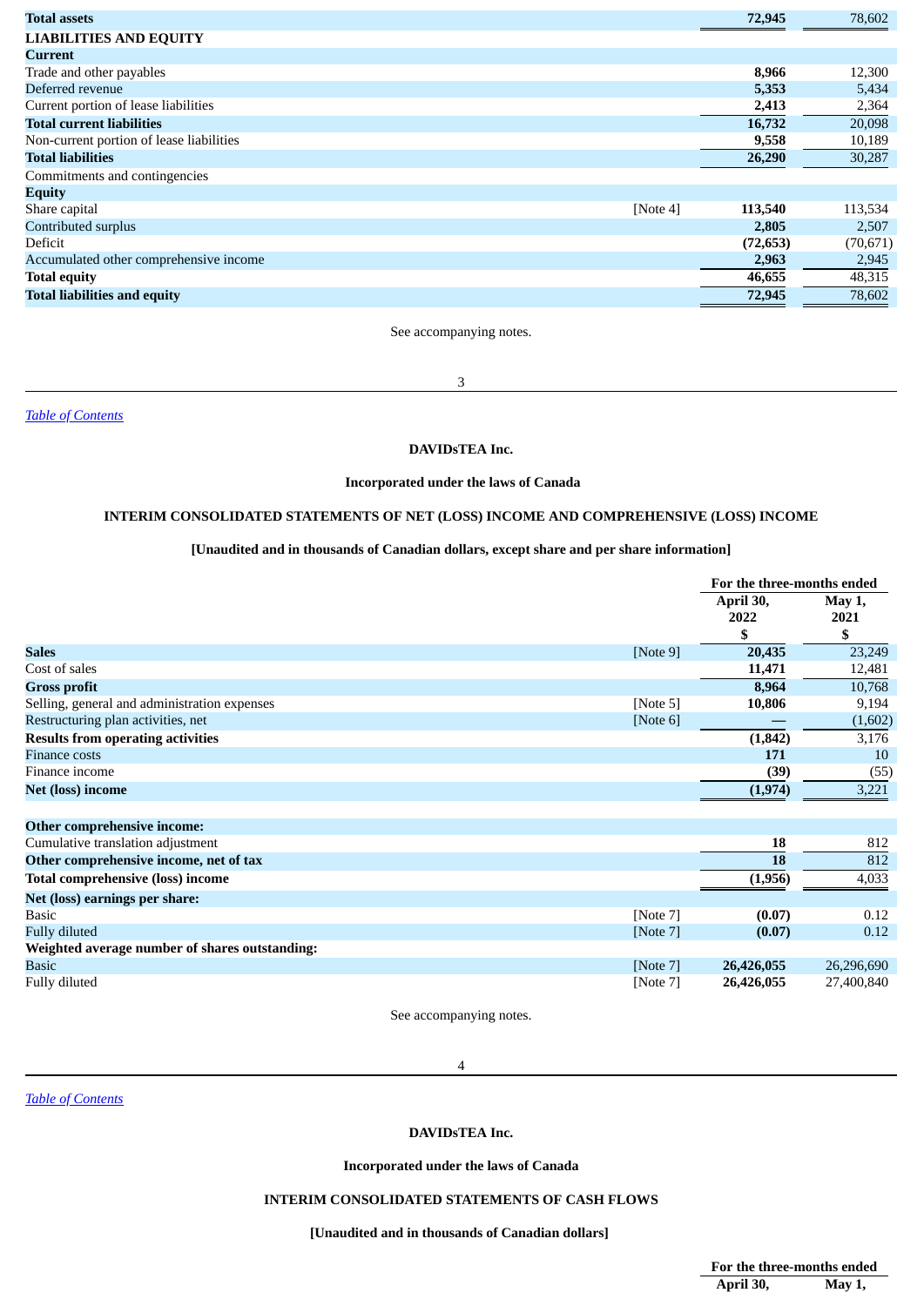| | | | |
|---|---|---|---|
| **Total assets** | | **72,945** | 78,602 |
| **LIABILITIES AND EQUITY** | | | |
| **Current** | | | |
| Trade and other payables | | **8,966** | 12,300 |
| Deferred revenue | | **5,353** | 5,434 |
| Current portion of lease liabilities | | **2,413** | 2,364 |
| **Total current liabilities** | | **16,732** | 20,098 |
| Non-current portion of lease liabilities | | **9,558** | 10,189 |
| **Total liabilities** | | **26,290** | 30,287 |
| Commitments and contingencies | | | |
| **Equity** | | | |
| Share capital | [Note 4] | **113,540** | 113,534 |
| Contributed surplus | | **2,805** | 2,507 |
| Deficit | | **(72,653)** | (70,671) |
| Accumulated other comprehensive income | | **2,963** | 2,945 |
| **Total equity** | | **46,655** | 48,315 |
| **Total liabilities and equity** | | **72,945** | 78,602 |

See accompanying notes.

**DAVIDsTEA Inc.**

**Incorporated under the laws of Canada**

**INTERIM CONSOLIDATED STATEMENTS OF NET (LOSS) INCOME AND COMPREHENSIVE (LOSS) INCOME**

**[Unaudited and in thousands of Canadian dollars, except share and per share information]**

| | | For the three-months ended | |
|---|---|---|---|
| | | **April 30, 2022 $** | **May 1, 2021 $** |
| **Sales** | [Note 9] | **20,435** | 23,249 |
| Cost of sales | | **11,471** | 12,481 |
| **Gross profit** | | **8,964** | 10,768 |
| Selling, general and administration expenses | [Note 5] | **10,806** | 9,194 |
| Restructuring plan activities, net | [Note 6] | **—** | (1,602) |
| **Results from operating activities** | | **(1,842)** | 3,176 |
| Finance costs | | **171** | 10 |
| Finance income | | **(39)** | (55) |
| **Net (loss) income** | | **(1,974)** | 3,221 |
| | | | |
| **Other comprehensive income:** | | | |
| Cumulative translation adjustment | | **18** | 812 |
| **Other comprehensive income, net of tax** | | **18** | 812 |
| **Total comprehensive (loss) income** | | **(1,956)** | 4,033 |
| **Net (loss) earnings per share:** | | | |
| Basic | [Note 7] | **(0.07)** | 0.12 |
| Fully diluted | [Note 7] | **(0.07)** | 0.12 |
| **Weighted average number of shares outstanding:** | | | |
| Basic | [Note 7] | **26,426,055** | 26,296,690 |
| Fully diluted | [Note 7] | **26,426,055** | 27,400,840 |

See accompanying notes.

**DAVIDsTEA Inc.**

**Incorporated under the laws of Canada**

**INTERIM CONSOLIDATED STATEMENTS OF CASH FLOWS**

**[Unaudited and in thousands of Canadian dollars]**

| | For the three-months ended | |
|---|---|---|
| | **April 30,** | **May 1,** |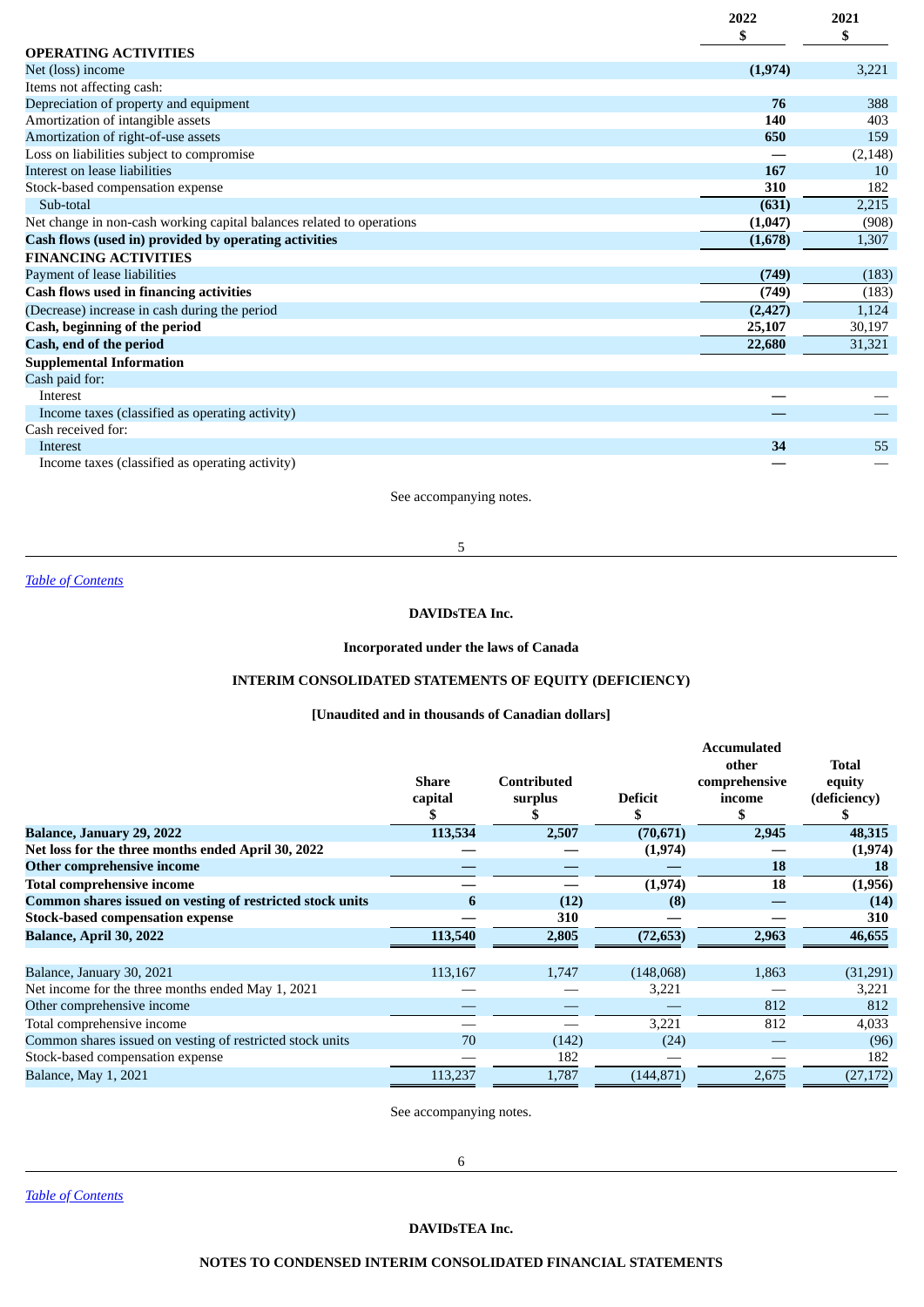| | 2022 $ | 2021 $ |
|---|---|---|
| **OPERATING ACTIVITIES** | | |
| Net (loss) income | **(1,974)** | 3,221 |
| Items not affecting cash: | | |
| Depreciation of property and equipment | **76** | 388 |
| Amortization of intangible assets | **140** | 403 |
| Amortization of right-of-use assets | **650** | 159 |
| Loss on liabilities subject to compromise | **—** | (2,148) |
| Interest on lease liabilities | **167** | 10 |
| Stock-based compensation expense | **310** | 182 |
| Sub-total | **(631)** | 2,215 |
| Net change in non-cash working capital balances related to operations | **(1,047)** | (908) |
| **Cash flows (used in) provided by operating activities** | **(1,678)** | 1,307 |
| **FINANCING ACTIVITIES** | | |
| Payment of lease liabilities | **(749)** | (183) |
| **Cash flows used in financing activities** | **(749)** | (183) |
| (Decrease) increase in cash during the period | **(2,427)** | 1,124 |
| **Cash, beginning of the period** | **25,107** | 30,197 |
| **Cash, end of the period** | **22,680** | 31,321 |
| **Supplemental Information** | | |
| Cash paid for: | | |
| Interest | **—** | — |
| Income taxes (classified as operating activity) | **—** | — |
| Cash received for: | | |
| Interest | **34** | 55 |
| Income taxes (classified as operating activity) | **—** | — |

See accompanying notes.

**DAVIDsTEA Inc.**

**Incorporated under the laws of Canada**

**INTERIM CONSOLIDATED STATEMENTS OF EQUITY (DEFICIENCY)**

**[Unaudited and in thousands of Canadian dollars]**

| | Share capital $ | Contributed surplus $ | Deficit $ | Accumulated other comprehensive income $ | Total equity (deficiency) $ |
|---|---|---|---|---|---|
| **Balance, January 29, 2022** | **113,534** | **2,507** | **(70,671)** | **2,945** | **48,315** |
| **Net loss for the three months ended April 30, 2022** | **—** | **—** | **(1,974)** | **—** | **(1,974)** |
| **Other comprehensive income** | **—** | **—** | **—** | **18** | **18** |
| **Total comprehensive income** | **—** | **—** | **(1,974)** | **18** | **(1,956)** |
| **Common shares issued on vesting of restricted stock units** | **6** | **(12)** | **(8)** | **—** | **(14)** |
| **Stock-based compensation expense** | **—** | **310** | **—** | **—** | **310** |
| **Balance, April 30, 2022** | **113,540** | **2,805** | **(72,653)** | **2,963** | **46,655** |
| | | | | | |
| Balance, January 30, 2021 | 113,167 | 1,747 | (148,068) | 1,863 | (31,291) |
| Net income for the three months ended May 1, 2021 | — | — | 3,221 | — | 3,221 |
| Other comprehensive income | — | — | — | 812 | 812 |
| Total comprehensive income | — | — | 3,221 | 812 | 4,033 |
| Common shares issued on vesting of restricted stock units | 70 | (142) | (24) | — | (96) |
| Stock-based compensation expense | — | 182 | — | — | 182 |
| Balance, May 1, 2021 | 113,237 | 1,787 | (144,871) | 2,675 | (27,172) |

See accompanying notes.

**DAVIDsTEA Inc.**

**NOTES TO CONDENSED INTERIM CONSOLIDATED FINANCIAL STATEMENTS**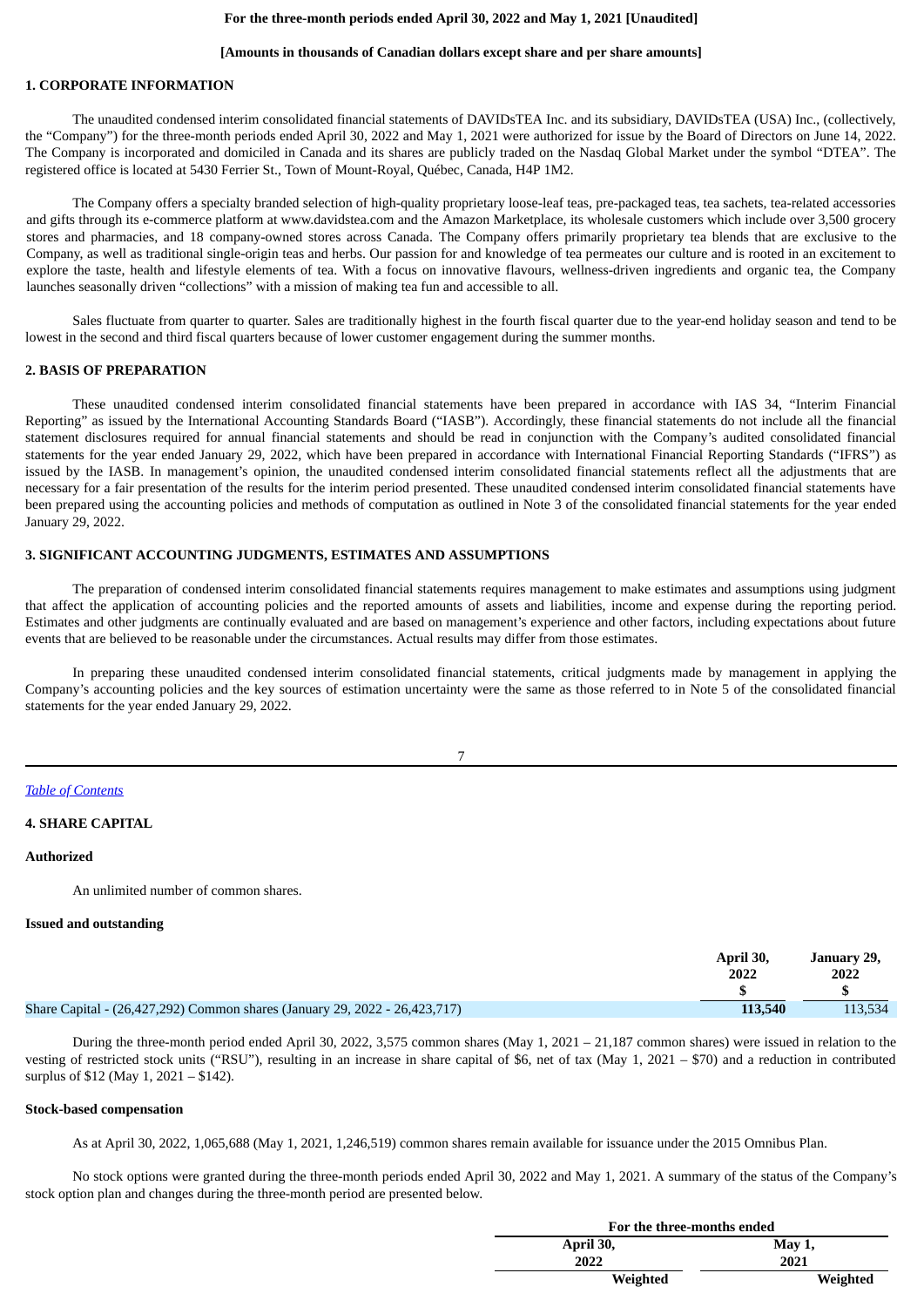**For the three-month periods ended April 30, 2022 and May 1, 2021 [Unaudited]**

**[Amounts in thousands of Canadian dollars except share and per share amounts]**

## 1. CORPORATE INFORMATION

The unaudited condensed interim consolidated financial statements of DAVIDsTEA Inc. and its subsidiary, DAVIDsTEA (USA) Inc., (collectively, the "Company") for the three-month periods ended April 30, 2022 and May 1, 2021 were authorized for issue by the Board of Directors on June 14, 2022. The Company is incorporated and domiciled in Canada and its shares are publicly traded on the Nasdaq Global Market under the symbol "DTEA". The registered office is located at 5430 Ferrier St., Town of Mount-Royal, Québec, Canada, H4P 1M2.

The Company offers a specialty branded selection of high-quality proprietary loose-leaf teas, pre-packaged teas, tea sachets, tea-related accessories and gifts through its e-commerce platform at www.davidstea.com and the Amazon Marketplace, its wholesale customers which include over 3,500 grocery stores and pharmacies, and 18 company-owned stores across Canada. The Company offers primarily proprietary tea blends that are exclusive to the Company, as well as traditional single-origin teas and herbs. Our passion for and knowledge of tea permeates our culture and is rooted in an excitement to explore the taste, health and lifestyle elements of tea. With a focus on innovative flavours, wellness-driven ingredients and organic tea, the Company launches seasonally driven "collections" with a mission of making tea fun and accessible to all.

Sales fluctuate from quarter to quarter. Sales are traditionally highest in the fourth fiscal quarter due to the year-end holiday season and tend to be lowest in the second and third fiscal quarters because of lower customer engagement during the summer months.

## 2. BASIS OF PREPARATION

These unaudited condensed interim consolidated financial statements have been prepared in accordance with IAS 34, "Interim Financial Reporting" as issued by the International Accounting Standards Board ("IASB"). Accordingly, these financial statements do not include all the financial statement disclosures required for annual financial statements and should be read in conjunction with the Company's audited consolidated financial statements for the year ended January 29, 2022, which have been prepared in accordance with International Financial Reporting Standards ("IFRS") as issued by the IASB. In management's opinion, the unaudited condensed interim consolidated financial statements reflect all the adjustments that are necessary for a fair presentation of the results for the interim period presented. These unaudited condensed interim consolidated financial statements have been prepared using the accounting policies and methods of computation as outlined in Note 3 of the consolidated financial statements for the year ended January 29, 2022.

## 3. SIGNIFICANT ACCOUNTING JUDGMENTS, ESTIMATES AND ASSUMPTIONS

The preparation of condensed interim consolidated financial statements requires management to make estimates and assumptions using judgment that affect the application of accounting policies and the reported amounts of assets and liabilities, income and expense during the reporting period. Estimates and other judgments are continually evaluated and are based on management's experience and other factors, including expectations about future events that are believed to be reasonable under the circumstances. Actual results may differ from those estimates.

In preparing these unaudited condensed interim consolidated financial statements, critical judgments made by management in applying the Company's accounting policies and the key sources of estimation uncertainty were the same as those referred to in Note 5 of the consolidated financial statements for the year ended January 29, 2022.

*Table of Contents*

## 4. SHARE CAPITAL

**Authorized**

An unlimited number of common shares.

**Issued and outstanding**

| | April 30, 2022 $ | January 29, 2022 $ |
|---|---|---|
| Share Capital - (26,427,292) Common shares (January 29, 2022 - 26,423,717) | **113,540** | 113,534 |

During the three-month period ended April 30, 2022, 3,575 common shares (May 1, 2021 – 21,187 common shares) were issued in relation to the vesting of restricted stock units ("RSU"), resulting in an increase in share capital of $6, net of tax (May 1, 2021 – $70) and a reduction in contributed surplus of $12 (May 1, 2021 – $142).

**Stock-based compensation**

As at April 30, 2022, 1,065,688 (May 1, 2021, 1,246,519) common shares remain available for issuance under the 2015 Omnibus Plan.

No stock options were granted during the three-month periods ended April 30, 2022 and May 1, 2021. A summary of the status of the Company's stock option plan and changes during the three-month period are presented below.

| For the three-months ended | | | |
|---|---|---|---|
| April 30, 2022 | | May 1, 2021 | |
| | Weighted | | Weighted |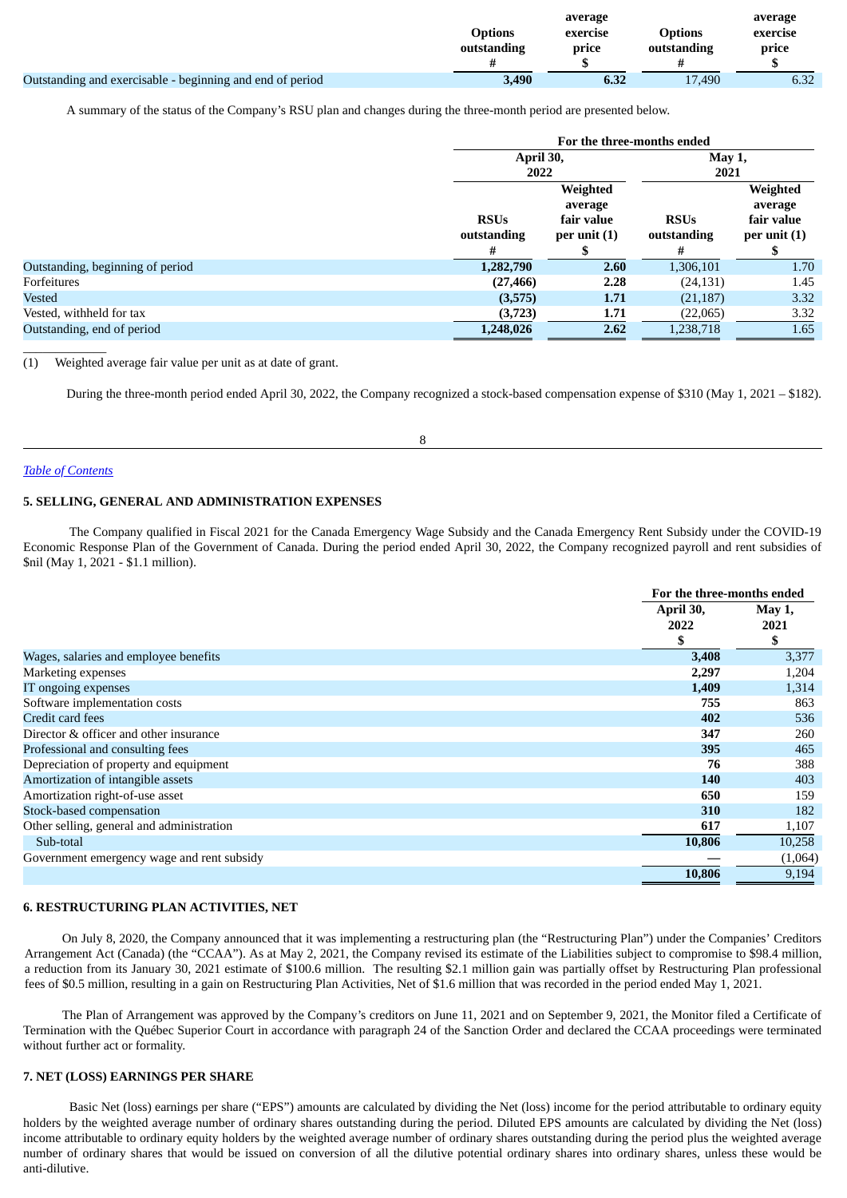| | Options outstanding # | average exercise price $ | Options outstanding # | average exercise price $ |
|---|---|---|---|---|
| Outstanding and exercisable - beginning and end of period | **3,490** | **6.32** | 17,490 | 6.32 |

A summary of the status of the Company's RSU plan and changes during the three-month period are presented below.

| | For the three-months ended | | | |
|---|---|---|---|---|
| | April 30, 2022 | | May 1, 2021 | |
| | RSUs outstanding # | Weighted average fair value per unit (1) $ | RSUs outstanding # | Weighted average fair value per unit (1) $ |
| Outstanding, beginning of period | **1,282,790** | **2.60** | 1,306,101 | 1.70 |
| Forfeitures | **(27,466)** | **2.28** | (24,131) | 1.45 |
| Vested | **(3,575)** | **1.71** | (21,187) | 3.32 |
| Vested, withheld for tax | **(3,723)** | **1.71** | (22,065) | 3.32 |
| Outstanding, end of period | **1,248,026** | **2.62** | 1,238,718 | 1.65 |

(1) Weighted average fair value per unit as at date of grant.

During the three-month period ended April 30, 2022, the Company recognized a stock-based compensation expense of $310 (May 1, 2021 – $182).

*Table of Contents*

## 5. SELLING, GENERAL AND ADMINISTRATION EXPENSES

The Company qualified in Fiscal 2021 for the Canada Emergency Wage Subsidy and the Canada Emergency Rent Subsidy under the COVID-19 Economic Response Plan of the Government of Canada. During the period ended April 30, 2022, the Company recognized payroll and rent subsidies of $nil (May 1, 2021 - $1.1 million).

| | For the three-months ended | |
|---|---|---|
| | April 30, 2022 $ | May 1, 2021 $ |
| Wages, salaries and employee benefits | **3,408** | 3,377 |
| Marketing expenses | **2,297** | 1,204 |
| IT ongoing expenses | **1,409** | 1,314 |
| Software implementation costs | **755** | 863 |
| Credit card fees | **402** | 536 |
| Director & officer and other insurance | **347** | 260 |
| Professional and consulting fees | **395** | 465 |
| Depreciation of property and equipment | **76** | 388 |
| Amortization of intangible assets | **140** | 403 |
| Amortization right-of-use asset | **650** | 159 |
| Stock-based compensation | **310** | 182 |
| Other selling, general and administration | **617** | 1,107 |
| Sub-total | **10,806** | 10,258 |
| Government emergency wage and rent subsidy | **—** | (1,064) |
| | **10,806** | 9,194 |

## 6. RESTRUCTURING PLAN ACTIVITIES, NET

On July 8, 2020, the Company announced that it was implementing a restructuring plan (the "Restructuring Plan") under the Companies' Creditors Arrangement Act (Canada) (the "CCAA"). As at May 2, 2021, the Company revised its estimate of the Liabilities subject to compromise to $98.4 million, a reduction from its January 30, 2021 estimate of $100.6 million. The resulting $2.1 million gain was partially offset by Restructuring Plan professional fees of $0.5 million, resulting in a gain on Restructuring Plan Activities, Net of $1.6 million that was recorded in the period ended May 1, 2021.

The Plan of Arrangement was approved by the Company's creditors on June 11, 2021 and on September 9, 2021, the Monitor filed a Certificate of Termination with the Québec Superior Court in accordance with paragraph 24 of the Sanction Order and declared the CCAA proceedings were terminated without further act or formality.

## 7. NET (LOSS) EARNINGS PER SHARE

Basic Net (loss) earnings per share ("EPS") amounts are calculated by dividing the Net (loss) income for the period attributable to ordinary equity holders by the weighted average number of ordinary shares outstanding during the period. Diluted EPS amounts are calculated by dividing the Net (loss) income attributable to ordinary equity holders by the weighted average number of ordinary shares outstanding during the period plus the weighted average number of ordinary shares that would be issued on conversion of all the dilutive potential ordinary shares into ordinary shares, unless these would be anti-dilutive.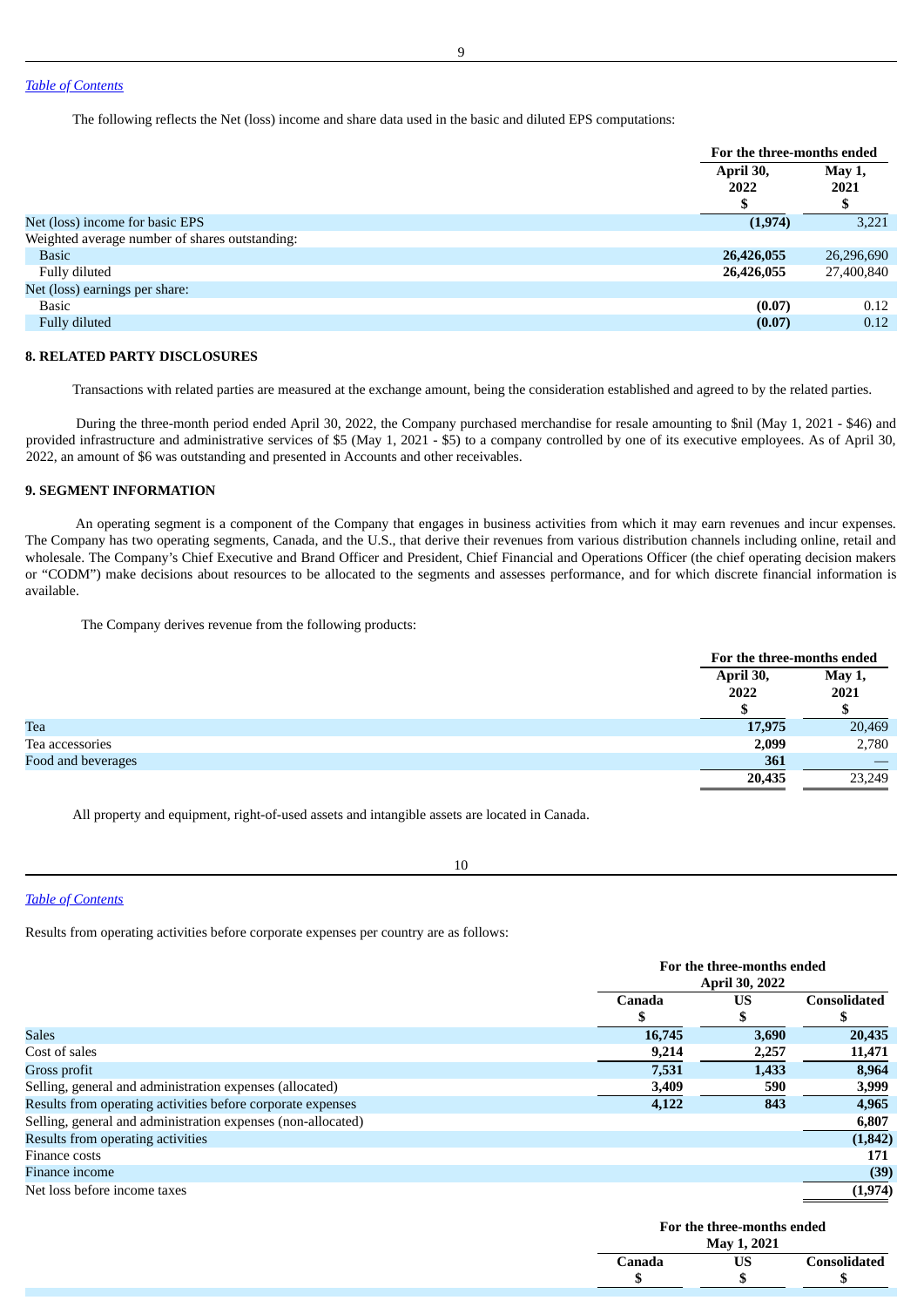[Table of Contents](#)

The following reflects the Net (loss) income and share data used in the basic and diluted EPS computations:

| | For the three-months ended | |
|---|---|---|
| | April 30, 2022 $ | May 1, 2021 $ |
| Net (loss) income for basic EPS | **(1,974)** | 3,221 |
| Weighted average number of shares outstanding: | | |
| Basic | **26,426,055** | 26,296,690 |
| Fully diluted | **26,426,055** | 27,400,840 |
| Net (loss) earnings per share: | | |
| Basic | **(0.07)** | 0.12 |
| Fully diluted | **(0.07)** | 0.12 |

**8. RELATED PARTY DISCLOSURES**

Transactions with related parties are measured at the exchange amount, being the consideration established and agreed to by the related parties.

During the three-month period ended April 30, 2022, the Company purchased merchandise for resale amounting to $nil (May 1, 2021 - $46) and provided infrastructure and administrative services of $5 (May 1, 2021 - $5) to a company controlled by one of its executive employees. As of April 30, 2022, an amount of $6 was outstanding and presented in Accounts and other receivables.

**9. SEGMENT INFORMATION**

An operating segment is a component of the Company that engages in business activities from which it may earn revenues and incur expenses. The Company has two operating segments, Canada, and the U.S., that derive their revenues from various distribution channels including online, retail and wholesale. The Company's Chief Executive and Brand Officer and President, Chief Financial and Operations Officer (the chief operating decision makers or "CODM") make decisions about resources to be allocated to the segments and assesses performance, and for which discrete financial information is available.

The Company derives revenue from the following products:

| | For the three-months ended | |
|---|---|---|
| | April 30, 2022 $ | May 1, 2021 $ |
| Tea | **17,975** | 20,469 |
| Tea accessories | **2,099** | 2,780 |
| Food and beverages | **361** | — |
| | **20,435** | 23,249 |

All property and equipment, right-of-used assets and intangible assets are located in Canada.

[Table of Contents](#)

Results from operating activities before corporate expenses per country are as follows:

| | For the three-months ended April 30, 2022 | | |
|---|---|---|---|
| | Canada $ | US $ | Consolidated $ |
| Sales | **16,745** | **3,690** | **20,435** |
| Cost of sales | **9,214** | **2,257** | **11,471** |
| Gross profit | **7,531** | **1,433** | **8,964** |
| Selling, general and administration expenses (allocated) | **3,409** | **590** | **3,999** |
| Results from operating activities before corporate expenses | **4,122** | **843** | **4,965** |
| Selling, general and administration expenses (non-allocated) | | | **6,807** |
| Results from operating activities | | | **(1,842)** |
| Finance costs | | | **171** |
| Finance income | | | **(39)** |
| Net loss before income taxes | | | **(1,974)** |

| | For the three-months ended May 1, 2021 | | |
|---|---|---|---|
| | Canada $ | US $ | Consolidated $ |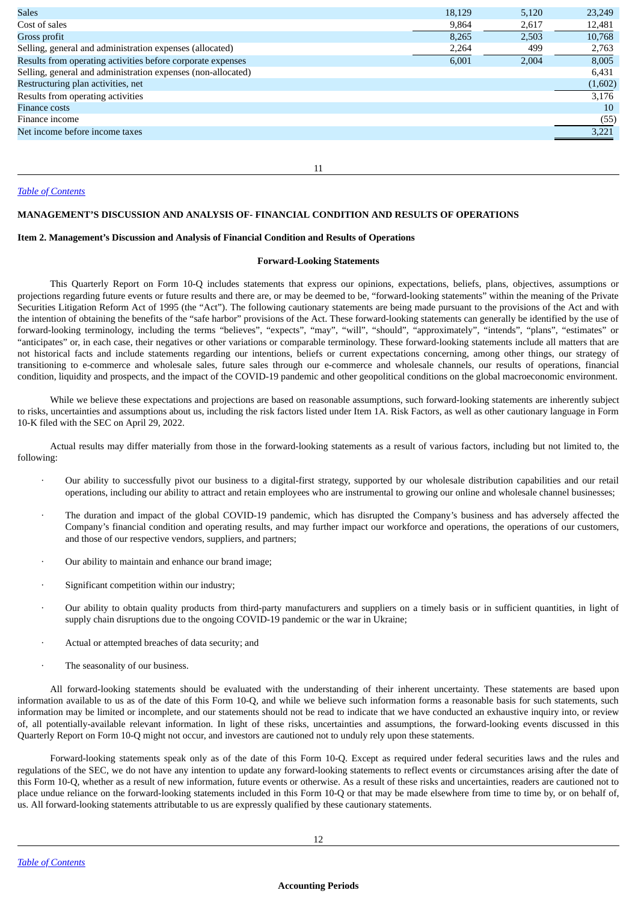| | | | |
|---|---|---|---|
| Sales | 18,129 | 5,120 | 23,249 |
| Cost of sales | 9,864 | 2,617 | 12,481 |
| Gross profit | 8,265 | 2,503 | 10,768 |
| Selling, general and administration expenses (allocated) | 2,264 | 499 | 2,763 |
| Results from operating activities before corporate expenses | 6,001 | 2,004 | 8,005 |
| Selling, general and administration expenses (non-allocated) | | | 6,431 |
| Restructuring plan activities, net | | | (1,602) |
| Results from operating activities | | | 3,176 |
| Finance costs | | | 10 |
| Finance income | | | (55) |
| Net income before income taxes | | | 3,221 |

*Table of Contents*

## MANAGEMENT'S DISCUSSION AND ANALYSIS OF- FINANCIAL CONDITION AND RESULTS OF OPERATIONS

### Item 2. Management's Discussion and Analysis of Financial Condition and Results of Operations

#### Forward-Looking Statements

This Quarterly Report on Form 10-Q includes statements that express our opinions, expectations, beliefs, plans, objectives, assumptions or projections regarding future events or future results and there are, or may be deemed to be, "forward-looking statements" within the meaning of the Private Securities Litigation Reform Act of 1995 (the "Act"). The following cautionary statements are being made pursuant to the provisions of the Act and with the intention of obtaining the benefits of the "safe harbor" provisions of the Act. These forward-looking statements can generally be identified by the use of forward-looking terminology, including the terms "believes", "expects", "may", "will", "should", "approximately", "intends", "plans", "estimates" or "anticipates" or, in each case, their negatives or other variations or comparable terminology. These forward-looking statements include all matters that are not historical facts and include statements regarding our intentions, beliefs or current expectations concerning, among other things, our strategy of transitioning to e-commerce and wholesale sales, future sales through our e-commerce and wholesale channels, our results of operations, financial condition, liquidity and prospects, and the impact of the COVID-19 pandemic and other geopolitical conditions on the global macroeconomic environment.

While we believe these expectations and projections are based on reasonable assumptions, such forward-looking statements are inherently subject to risks, uncertainties and assumptions about us, including the risk factors listed under Item 1A. Risk Factors, as well as other cautionary language in Form 10-K filed with the SEC on April 29, 2022.

Actual results may differ materially from those in the forward-looking statements as a result of various factors, including but not limited to, the following:

- Our ability to successfully pivot our business to a digital-first strategy, supported by our wholesale distribution capabilities and our retail operations, including our ability to attract and retain employees who are instrumental to growing our online and wholesale channel businesses;
- The duration and impact of the global COVID-19 pandemic, which has disrupted the Company's business and has adversely affected the Company's financial condition and operating results, and may further impact our workforce and operations, the operations of our customers, and those of our respective vendors, suppliers, and partners;
- Our ability to maintain and enhance our brand image;
- Significant competition within our industry;
- Our ability to obtain quality products from third-party manufacturers and suppliers on a timely basis or in sufficient quantities, in light of supply chain disruptions due to the ongoing COVID-19 pandemic or the war in Ukraine;
- Actual or attempted breaches of data security; and
- The seasonality of our business.

All forward-looking statements should be evaluated with the understanding of their inherent uncertainty. These statements are based upon information available to us as of the date of this Form 10-Q, and while we believe such information forms a reasonable basis for such statements, such information may be limited or incomplete, and our statements should not be read to indicate that we have conducted an exhaustive inquiry into, or review of, all potentially-available relevant information. In light of these risks, uncertainties and assumptions, the forward-looking events discussed in this Quarterly Report on Form 10-Q might not occur, and investors are cautioned not to unduly rely upon these statements.

Forward-looking statements speak only as of the date of this Form 10-Q. Except as required under federal securities laws and the rules and regulations of the SEC, we do not have any intention to update any forward-looking statements to reflect events or circumstances arising after the date of this Form 10-Q, whether as a result of new information, future events or otherwise. As a result of these risks and uncertainties, readers are cautioned not to place undue reliance on the forward-looking statements included in this Form 10-Q or that may be made elsewhere from time to time by, or on behalf of, us. All forward-looking statements attributable to us are expressly qualified by these cautionary statements.

*Table of Contents*

#### Accounting Periods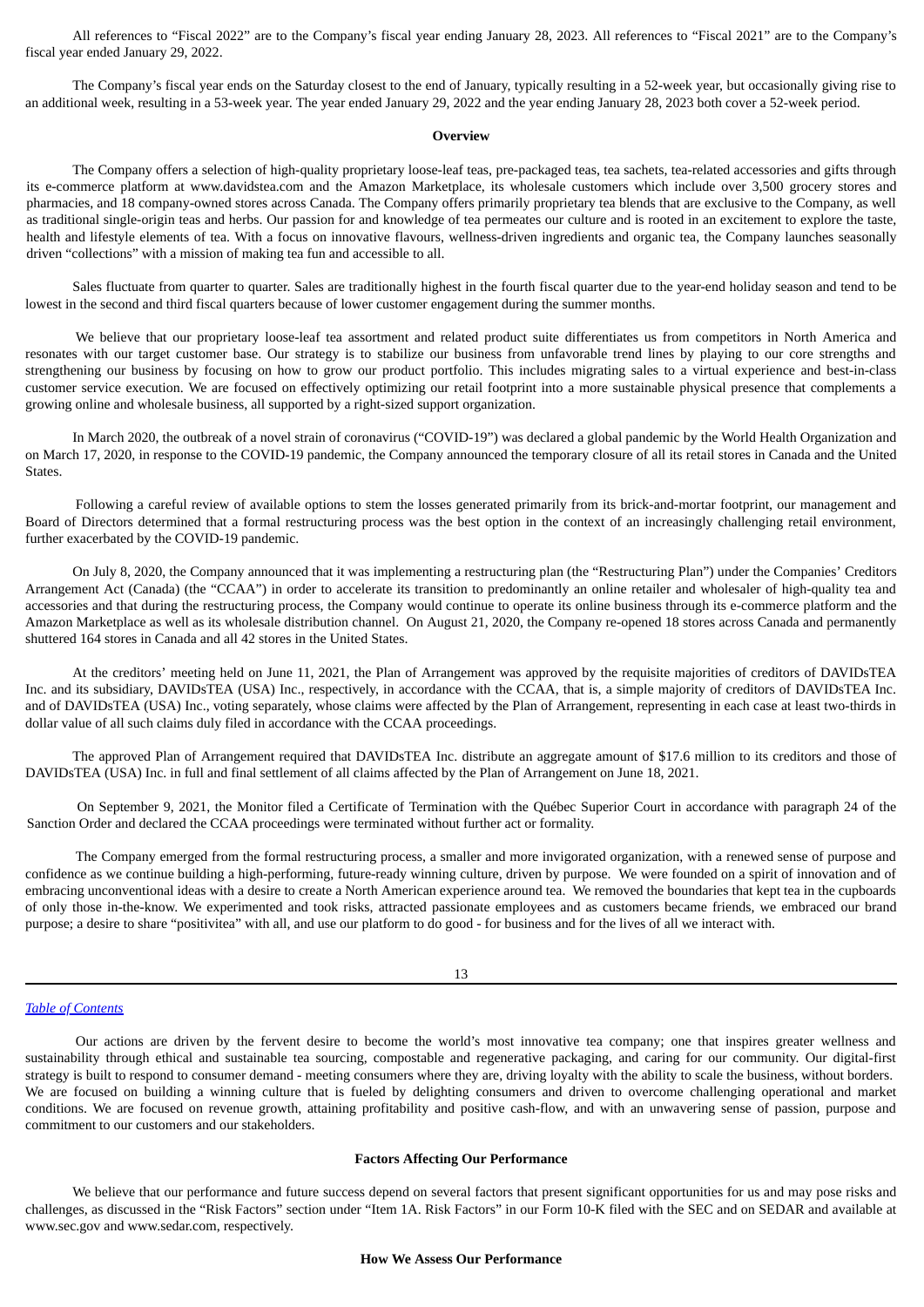All references to "Fiscal 2022" are to the Company's fiscal year ending January 28, 2023. All references to "Fiscal 2021" are to the Company's fiscal year ended January 29, 2022.

The Company's fiscal year ends on the Saturday closest to the end of January, typically resulting in a 52-week year, but occasionally giving rise to an additional week, resulting in a 53-week year. The year ended January 29, 2022 and the year ending January 28, 2023 both cover a 52-week period.

**Overview**

The Company offers a selection of high-quality proprietary loose-leaf teas, pre-packaged teas, tea sachets, tea-related accessories and gifts through its e-commerce platform at www.davidstea.com and the Amazon Marketplace, its wholesale customers which include over 3,500 grocery stores and pharmacies, and 18 company-owned stores across Canada. The Company offers primarily proprietary tea blends that are exclusive to the Company, as well as traditional single-origin teas and herbs. Our passion for and knowledge of tea permeates our culture and is rooted in an excitement to explore the taste, health and lifestyle elements of tea. With a focus on innovative flavours, wellness-driven ingredients and organic tea, the Company launches seasonally driven "collections" with a mission of making tea fun and accessible to all.

Sales fluctuate from quarter to quarter. Sales are traditionally highest in the fourth fiscal quarter due to the year-end holiday season and tend to be lowest in the second and third fiscal quarters because of lower customer engagement during the summer months.

We believe that our proprietary loose-leaf tea assortment and related product suite differentiates us from competitors in North America and resonates with our target customer base. Our strategy is to stabilize our business from unfavorable trend lines by playing to our core strengths and strengthening our business by focusing on how to grow our product portfolio. This includes migrating sales to a virtual experience and best-in-class customer service execution. We are focused on effectively optimizing our retail footprint into a more sustainable physical presence that complements a growing online and wholesale business, all supported by a right-sized support organization.

In March 2020, the outbreak of a novel strain of coronavirus ("COVID-19") was declared a global pandemic by the World Health Organization and on March 17, 2020, in response to the COVID-19 pandemic, the Company announced the temporary closure of all its retail stores in Canada and the United States.

Following a careful review of available options to stem the losses generated primarily from its brick-and-mortar footprint, our management and Board of Directors determined that a formal restructuring process was the best option in the context of an increasingly challenging retail environment, further exacerbated by the COVID-19 pandemic.

On July 8, 2020, the Company announced that it was implementing a restructuring plan (the "Restructuring Plan") under the Companies' Creditors Arrangement Act (Canada) (the "CCAA") in order to accelerate its transition to predominantly an online retailer and wholesaler of high-quality tea and accessories and that during the restructuring process, the Company would continue to operate its online business through its e-commerce platform and the Amazon Marketplace as well as its wholesale distribution channel. On August 21, 2020, the Company re-opened 18 stores across Canada and permanently shuttered 164 stores in Canada and all 42 stores in the United States.

At the creditors' meeting held on June 11, 2021, the Plan of Arrangement was approved by the requisite majorities of creditors of DAVIDsTEA Inc. and its subsidiary, DAVIDsTEA (USA) Inc., respectively, in accordance with the CCAA, that is, a simple majority of creditors of DAVIDsTEA Inc. and of DAVIDsTEA (USA) Inc., voting separately, whose claims were affected by the Plan of Arrangement, representing in each case at least two-thirds in dollar value of all such claims duly filed in accordance with the CCAA proceedings.

The approved Plan of Arrangement required that DAVIDsTEA Inc. distribute an aggregate amount of $17.6 million to its creditors and those of DAVIDsTEA (USA) Inc. in full and final settlement of all claims affected by the Plan of Arrangement on June 18, 2021.

On September 9, 2021, the Monitor filed a Certificate of Termination with the Québec Superior Court in accordance with paragraph 24 of the Sanction Order and declared the CCAA proceedings were terminated without further act or formality.

The Company emerged from the formal restructuring process, a smaller and more invigorated organization, with a renewed sense of purpose and confidence as we continue building a high-performing, future-ready winning culture, driven by purpose. We were founded on a spirit of innovation and of embracing unconventional ideas with a desire to create a North American experience around tea. We removed the boundaries that kept tea in the cupboards of only those in-the-know. We experimented and took risks, attracted passionate employees and as customers became friends, we embraced our brand purpose; a desire to share "positivitea" with all, and use our platform to do good - for business and for the lives of all we interact with.

Our actions are driven by the fervent desire to become the world's most innovative tea company; one that inspires greater wellness and sustainability through ethical and sustainable tea sourcing, compostable and regenerative packaging, and caring for our community. Our digital-first strategy is built to respond to consumer demand - meeting consumers where they are, driving loyalty with the ability to scale the business, without borders. We are focused on building a winning culture that is fueled by delighting consumers and driven to overcome challenging operational and market conditions. We are focused on revenue growth, attaining profitability and positive cash-flow, and with an unwavering sense of passion, purpose and commitment to our customers and our stakeholders.

**Factors Affecting Our Performance**

We believe that our performance and future success depend on several factors that present significant opportunities for us and may pose risks and challenges, as discussed in the "Risk Factors" section under "Item 1A. Risk Factors" in our Form 10-K filed with the SEC and on SEDAR and available at www.sec.gov and www.sedar.com, respectively.

**How We Assess Our Performance**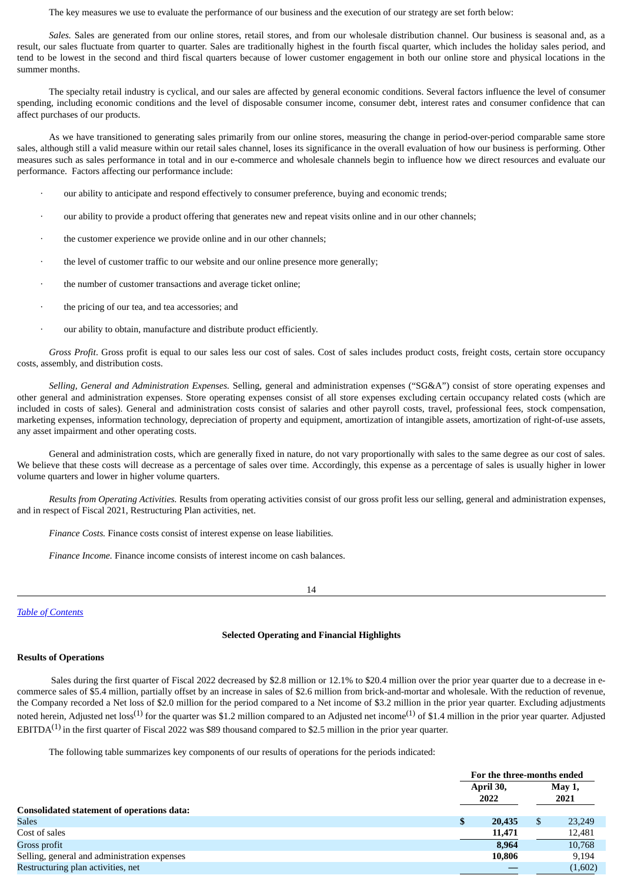The key measures we use to evaluate the performance of our business and the execution of our strategy are set forth below:

*Sales.* Sales are generated from our online stores, retail stores, and from our wholesale distribution channel. Our business is seasonal and, as a result, our sales fluctuate from quarter to quarter. Sales are traditionally highest in the fourth fiscal quarter, which includes the holiday sales period, and tend to be lowest in the second and third fiscal quarters because of lower customer engagement in both our online store and physical locations in the summer months.

The specialty retail industry is cyclical, and our sales are affected by general economic conditions. Several factors influence the level of consumer spending, including economic conditions and the level of disposable consumer income, consumer debt, interest rates and consumer confidence that can affect purchases of our products.

As we have transitioned to generating sales primarily from our online stores, measuring the change in period-over-period comparable same store sales, although still a valid measure within our retail sales channel, loses its significance in the overall evaluation of how our business is performing. Other measures such as sales performance in total and in our e-commerce and wholesale channels begin to influence how we direct resources and evaluate our performance. Factors affecting our performance include:

- our ability to anticipate and respond effectively to consumer preference, buying and economic trends;
- our ability to provide a product offering that generates new and repeat visits online and in our other channels;
- the customer experience we provide online and in our other channels;
- the level of customer traffic to our website and our online presence more generally;
- the number of customer transactions and average ticket online;
- the pricing of our tea, and tea accessories; and
- our ability to obtain, manufacture and distribute product efficiently.

*Gross Profit*. Gross profit is equal to our sales less our cost of sales. Cost of sales includes product costs, freight costs, certain store occupancy costs, assembly, and distribution costs.

*Selling, General and Administration Expenses.* Selling, general and administration expenses ("SG&A") consist of store operating expenses and other general and administration expenses. Store operating expenses consist of all store expenses excluding certain occupancy related costs (which are included in costs of sales). General and administration costs consist of salaries and other payroll costs, travel, professional fees, stock compensation, marketing expenses, information technology, depreciation of property and equipment, amortization of intangible assets, amortization of right-of-use assets, any asset impairment and other operating costs.

General and administration costs, which are generally fixed in nature, do not vary proportionally with sales to the same degree as our cost of sales. We believe that these costs will decrease as a percentage of sales over time. Accordingly, this expense as a percentage of sales is usually higher in lower volume quarters and lower in higher volume quarters.

*Results from Operating Activities.* Results from operating activities consist of our gross profit less our selling, general and administration expenses, and in respect of Fiscal 2021, Restructuring Plan activities, net.

*Finance Costs.* Finance costs consist of interest expense on lease liabilities.

*Finance Income.* Finance income consists of interest income on cash balances.

[Table of Contents](#)

## Selected Operating and Financial Highlights

**Results of Operations**

Sales during the first quarter of Fiscal 2022 decreased by $2.8 million or 12.1% to $20.4 million over the prior year quarter due to a decrease in e-commerce sales of $5.4 million, partially offset by an increase in sales of $2.6 million from brick-and-mortar and wholesale. With the reduction of revenue, the Company recorded a Net loss of $2.0 million for the period compared to a Net income of $3.2 million in the prior year quarter. Excluding adjustments noted herein, Adjusted net loss(1) for the quarter was $1.2 million compared to an Adjusted net income(1) of $1.4 million in the prior year quarter. Adjusted EBITDA(1) in the first quarter of Fiscal 2022 was $89 thousand compared to $2.5 million in the prior year quarter.

The following table summarizes key components of our results of operations for the periods indicated:

| | For the three-months ended | |
|---|---|---|
| | **April 30, 2022** | **May 1, 2021** |
| **Consolidated statement of operations data:** | | |
| Sales | **$ 20,435** | $ 23,249 |
| Cost of sales | **11,471** | 12,481 |
| Gross profit | **8,964** | 10,768 |
| Selling, general and administration expenses | **10,806** | 9,194 |
| Restructuring plan activities, net | **—** | (1,602) |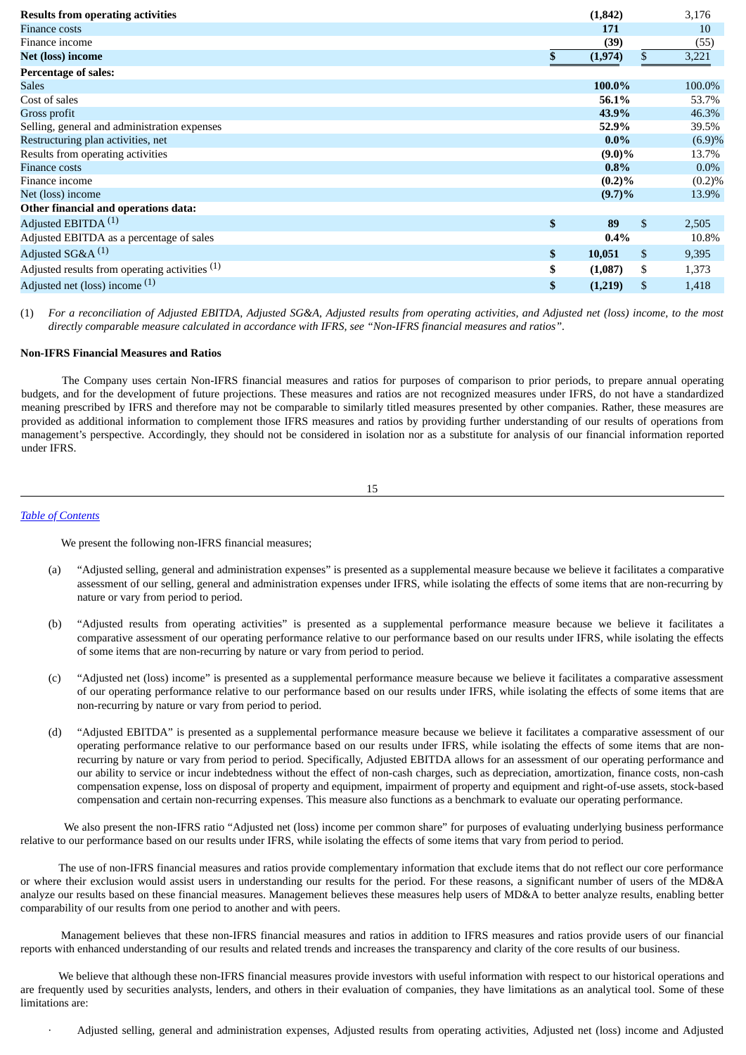| | | |
|---|---|---|
| **Results from operating activities** | **(1,842)** | 3,176 |
| Finance costs | **171** | 10 |
| Finance income | **(39)** | (55) |
| **Net (loss) income** | **$ (1,974)** | $ 3,221 |
| **Percentage of sales:** | | |
| Sales | **100.0%** | 100.0% |
| Cost of sales | **56.1%** | 53.7% |
| Gross profit | **43.9%** | 46.3% |
| Selling, general and administration expenses | **52.9%** | 39.5% |
| Restructuring plan activities, net | **0.0%** | (6.9)% |
| Results from operating activities | **(9.0)%** | 13.7% |
| Finance costs | **0.8%** | 0.0% |
| Finance income | **(0.2)%** | (0.2)% |
| Net (loss) income | **(9.7)%** | 13.9% |
| **Other financial and operations data:** | | |
| Adjusted EBITDA [(1)] | **$ 89** | $ 2,505 |
| Adjusted EBITDA as a percentage of sales | **0.4%** | 10.8% |
| Adjusted SG&A [(1)] | **$ 10,051** | $ 9,395 |
| Adjusted results from operating activities [(1)] | **$ (1,087)** | $ 1,373 |
| Adjusted net (loss) income [(1)] | **$ (1,219)** | $ 1,418 |

(1) *For a reconciliation of Adjusted EBITDA, Adjusted SG&A, Adjusted results from operating activities, and Adjusted net (loss) income, to the most directly comparable measure calculated in accordance with IFRS, see "Non-IFRS financial measures and ratios".*

**Non-IFRS Financial Measures and Ratios**

The Company uses certain Non-IFRS financial measures and ratios for purposes of comparison to prior periods, to prepare annual operating budgets, and for the development of future projections. These measures and ratios are not recognized measures under IFRS, do not have a standardized meaning prescribed by IFRS and therefore may not be comparable to similarly titled measures presented by other companies. Rather, these measures are provided as additional information to complement those IFRS measures and ratios by providing further understanding of our results of operations from management's perspective. Accordingly, they should not be considered in isolation nor as a substitute for analysis of our financial information reported under IFRS.

We present the following non-IFRS financial measures;

(a) "Adjusted selling, general and administration expenses" is presented as a supplemental measure because we believe it facilitates a comparative assessment of our selling, general and administration expenses under IFRS, while isolating the effects of some items that are non-recurring by nature or vary from period to period.

(b) "Adjusted results from operating activities" is presented as a supplemental performance measure because we believe it facilitates a comparative assessment of our operating performance relative to our performance based on our results under IFRS, while isolating the effects of some items that are non-recurring by nature or vary from period to period.

(c) "Adjusted net (loss) income" is presented as a supplemental performance measure because we believe it facilitates a comparative assessment of our operating performance relative to our performance based on our results under IFRS, while isolating the effects of some items that are non-recurring by nature or vary from period to period.

(d) "Adjusted EBITDA" is presented as a supplemental performance measure because we believe it facilitates a comparative assessment of our operating performance relative to our performance based on our results under IFRS, while isolating the effects of some items that are non-recurring by nature or vary from period to period. Specifically, Adjusted EBITDA allows for an assessment of our operating performance and our ability to service or incur indebtedness without the effect of non-cash charges, such as depreciation, amortization, finance costs, non-cash compensation expense, loss on disposal of property and equipment, impairment of property and equipment and right-of-use assets, stock-based compensation and certain non-recurring expenses. This measure also functions as a benchmark to evaluate our operating performance.

We also present the non-IFRS ratio "Adjusted net (loss) income per common share" for purposes of evaluating underlying business performance relative to our performance based on our results under IFRS, while isolating the effects of some items that vary from period to period.

The use of non-IFRS financial measures and ratios provide complementary information that exclude items that do not reflect our core performance or where their exclusion would assist users in understanding our results for the period. For these reasons, a significant number of users of the MD&A analyze our results based on these financial measures. Management believes these measures help users of MD&A to better analyze results, enabling better comparability of our results from one period to another and with peers.

Management believes that these non-IFRS financial measures and ratios in addition to IFRS measures and ratios provide users of our financial reports with enhanced understanding of our results and related trends and increases the transparency and clarity of the core results of our business.

We believe that although these non-IFRS financial measures provide investors with useful information with respect to our historical operations and are frequently used by securities analysts, lenders, and others in their evaluation of companies, they have limitations as an analytical tool. Some of these limitations are:

- Adjusted selling, general and administration expenses, Adjusted results from operating activities, Adjusted net (loss) income and Adjusted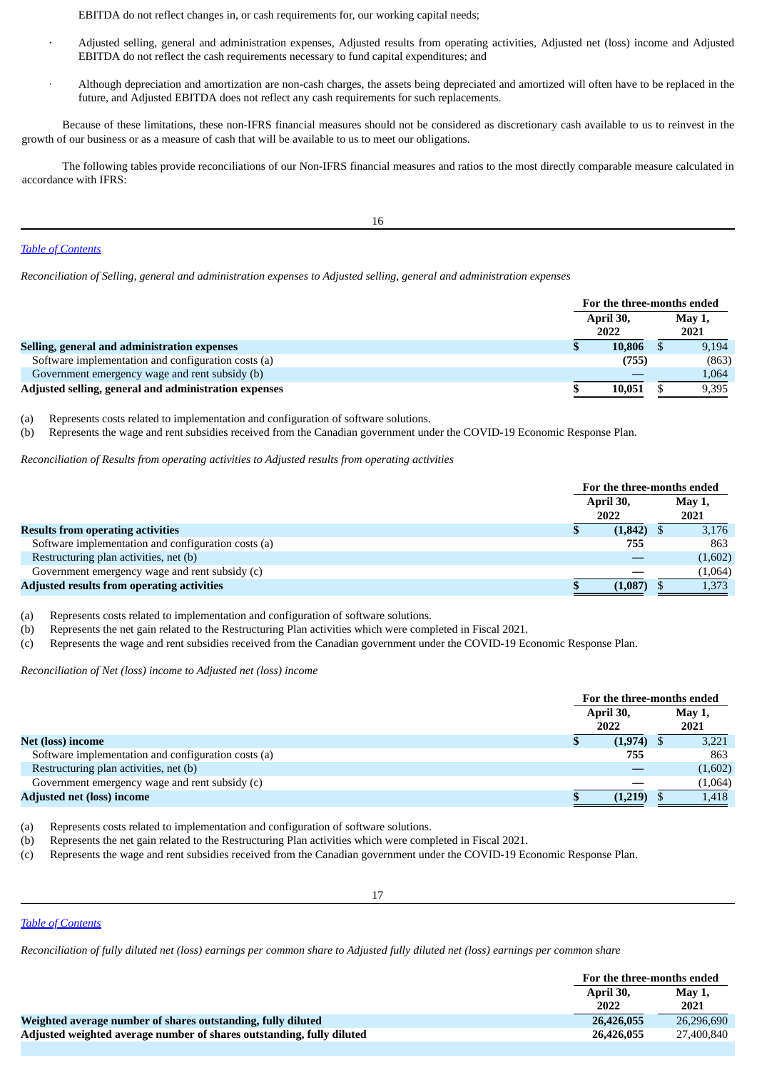EBITDA do not reflect changes in, or cash requirements for, our working capital needs;

- Adjusted selling, general and administration expenses, Adjusted results from operating activities, Adjusted net (loss) income and Adjusted EBITDA do not reflect the cash requirements necessary to fund capital expenditures; and

- Although depreciation and amortization are non-cash charges, the assets being depreciated and amortized will often have to be replaced in the future, and Adjusted EBITDA does not reflect any cash requirements for such replacements.

Because of these limitations, these non-IFRS financial measures should not be considered as discretionary cash available to us to reinvest in the growth of our business or as a measure of cash that will be available to us to meet our obligations.

The following tables provide reconciliations of our Non-IFRS financial measures and ratios to the most directly comparable measure calculated in accordance with IFRS:

*Table of Contents*

*Reconciliation of Selling, general and administration expenses to Adjusted selling, general and administration expenses*

| | For the three-months ended | |
|---|---|---|
| | April 30, 2022 | May 1, 2021 |
| **Selling, general and administration expenses** | **$ 10,806** | $ 9,194 |
| Software implementation and configuration costs (a) | **(755)** | (863) |
| Government emergency wage and rent subsidy (b) | **—** | 1,064 |
| **Adjusted selling, general and administration expenses** | **$ 10,051** | $ 9,395 |

(a) Represents costs related to implementation and configuration of software solutions.
(b) Represents the wage and rent subsidies received from the Canadian government under the COVID-19 Economic Response Plan.

*Reconciliation of Results from operating activities to Adjusted results from operating activities*

| | For the three-months ended | |
|---|---|---|
| | April 30, 2022 | May 1, 2021 |
| **Results from operating activities** | **$ (1,842)** | $ 3,176 |
| Software implementation and configuration costs (a) | **755** | 863 |
| Restructuring plan activities, net (b) | **—** | (1,602) |
| Government emergency wage and rent subsidy (c) | **—** | (1,064) |
| **Adjusted results from operating activities** | **$ (1,087)** | $ 1,373 |

(a) Represents costs related to implementation and configuration of software solutions.
(b) Represents the net gain related to the Restructuring Plan activities which were completed in Fiscal 2021.
(c) Represents the wage and rent subsidies received from the Canadian government under the COVID-19 Economic Response Plan.

*Reconciliation of Net (loss) income to Adjusted net (loss) income*

| | For the three-months ended | |
|---|---|---|
| | April 30, 2022 | May 1, 2021 |
| **Net (loss) income** | **$ (1,974)** | $ 3,221 |
| Software implementation and configuration costs (a) | **755** | 863 |
| Restructuring plan activities, net (b) | **—** | (1,602) |
| Government emergency wage and rent subsidy (c) | **—** | (1,064) |
| **Adjusted net (loss) income** | **$ (1,219)** | $ 1,418 |

(a) Represents costs related to implementation and configuration of software solutions.
(b) Represents the net gain related to the Restructuring Plan activities which were completed in Fiscal 2021.
(c) Represents the wage and rent subsidies received from the Canadian government under the COVID-19 Economic Response Plan.

*Table of Contents*

*Reconciliation of fully diluted net (loss) earnings per common share to Adjusted fully diluted net (loss) earnings per common share*

| | For the three-months ended | |
|---|---|---|
| | April 30, 2022 | May 1, 2021 |
| **Weighted average number of shares outstanding, fully diluted** | **26,426,055** | 26,296,690 |
| **Adjusted weighted average number of shares outstanding, fully diluted** | **26,426,055** | 27,400,840 |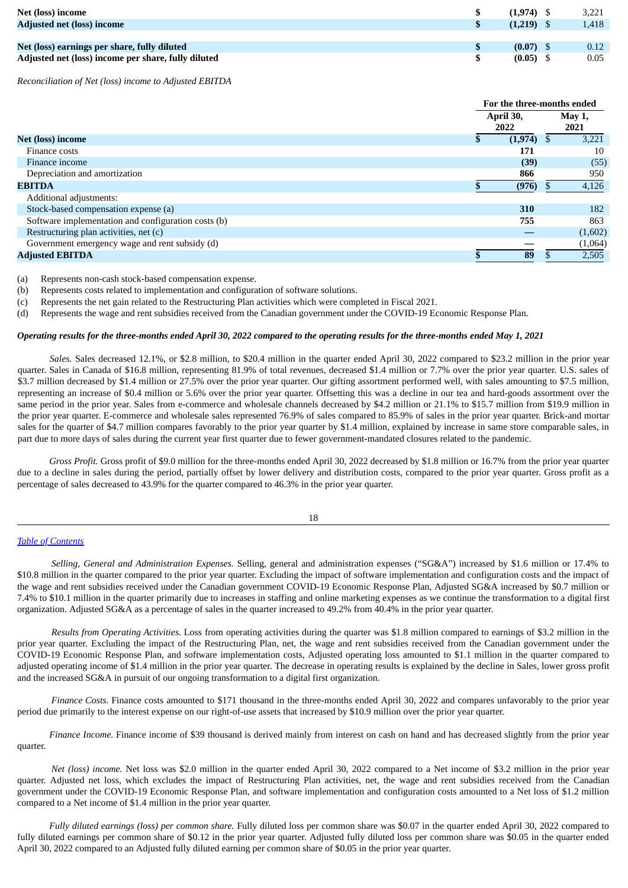| | | |
|---|---|---|
| **Net (loss) income** | **$ (1,974)** | $ 3,221 |
| **Adjusted net (loss) income** | **$ (1,219)** | $ 1,418 |
| | | |
| **Net (loss) earnings per share, fully diluted** | **$ (0.07)** | $ 0.12 |
| **Adjusted net (loss) income per share, fully diluted** | **$ (0.05)** | $ 0.05 |

*Reconciliation of Net (loss) income to Adjusted EBITDA*

| | For the three-months ended | |
|---|---|---|
| | **April 30, 2022** | **May 1, 2021** |
| **Net (loss) income** | **$ (1,974)** | $ 3,221 |
| Finance costs | **171** | 10 |
| Finance income | **(39)** | (55) |
| Depreciation and amortization | **866** | 950 |
| **EBITDA** | **$ (976)** | $ 4,126 |
| Additional adjustments: | | |
| Stock-based compensation expense (a) | **310** | 182 |
| Software implementation and configuration costs (b) | **755** | 863 |
| Restructuring plan activities, net (c) | **—** | (1,602) |
| Government emergency wage and rent subsidy (d) | — | (1,064) |
| **Adjusted EBITDA** | **$ 89** | $ 2,505 |

(a) Represents non-cash stock-based compensation expense.

(b) Represents costs related to implementation and configuration of software solutions.

(c) Represents the net gain related to the Restructuring Plan activities which were completed in Fiscal 2021.

(d) Represents the wage and rent subsidies received from the Canadian government under the COVID-19 Economic Response Plan.

***Operating results for the three-months ended April 30, 2022 compared to the operating results for the three-months ended May 1, 2021***

*Sales.* Sales decreased 12.1%, or $2.8 million, to $20.4 million in the quarter ended April 30, 2022 compared to $23.2 million in the prior year quarter. Sales in Canada of $16.8 million, representing 81.9% of total revenues, decreased $1.4 million or 7.7% over the prior year quarter. U.S. sales of $3.7 million decreased by $1.4 million or 27.5% over the prior year quarter. Our gifting assortment performed well, with sales amounting to $7.5 million, representing an increase of $0.4 million or 5.6% over the prior year quarter. Offsetting this was a decline in our tea and hard-goods assortment over the same period in the prior year. Sales from e-commerce and wholesale channels decreased by $4.2 million or 21.1% to $15.7 million from $19.9 million in the prior year quarter. E-commerce and wholesale sales represented 76.9% of sales compared to 85.9% of sales in the prior year quarter. Brick-and mortar sales for the quarter of $4.7 million compares favorably to the prior year quarter by $1.4 million, explained by increase in same store comparable sales, in part due to more days of sales during the current year first quarter due to fewer government-mandated closures related to the pandemic.

*Gross Profit.* Gross profit of $9.0 million for the three-months ended April 30, 2022 decreased by $1.8 million or 16.7% from the prior year quarter due to a decline in sales during the period, partially offset by lower delivery and distribution costs, compared to the prior year quarter. Gross profit as a percentage of sales decreased to 43.9% for the quarter compared to 46.3% in the prior year quarter.

*Selling, General and Administration Expenses.* Selling, general and administration expenses ("SG&A") increased by $1.6 million or 17.4% to $10.8 million in the quarter compared to the prior year quarter. Excluding the impact of software implementation and configuration costs and the impact of the wage and rent subsidies received under the Canadian government COVID-19 Economic Response Plan, Adjusted SG&A increased by $0.7 million or 7.4% to $10.1 million in the quarter primarily due to increases in staffing and online marketing expenses as we continue the transformation to a digital first organization. Adjusted SG&A as a percentage of sales in the quarter increased to 49.2% from 40.4% in the prior year quarter.

*Results from Operating Activities.* Loss from operating activities during the quarter was $1.8 million compared to earnings of $3.2 million in the prior year quarter. Excluding the impact of the Restructuring Plan, net, the wage and rent subsidies received from the Canadian government under the COVID-19 Economic Response Plan, and software implementation costs, Adjusted operating loss amounted to $1.1 million in the quarter compared to adjusted operating income of $1.4 million in the prior year quarter. The decrease in operating results is explained by the decline in Sales, lower gross profit and the increased SG&A in pursuit of our ongoing transformation to a digital first organization.

*Finance Costs.* Finance costs amounted to $171 thousand in the three-months ended April 30, 2022 and compares unfavorably to the prior year period due primarily to the interest expense on our right-of-use assets that increased by $10.9 million over the prior year quarter.

*Finance Income.* Finance income of $39 thousand is derived mainly from interest on cash on hand and has decreased slightly from the prior year quarter.

*Net (loss) income.* Net loss was $2.0 million in the quarter ended April 30, 2022 compared to a Net income of $3.2 million in the prior year quarter. Adjusted net loss, which excludes the impact of Restructuring Plan activities, net, the wage and rent subsidies received from the Canadian government under the COVID-19 Economic Response Plan, and software implementation and configuration costs amounted to a Net loss of $1.2 million compared to a Net income of $1.4 million in the prior year quarter.

*Fully diluted earnings (loss) per common share.* Fully diluted loss per common share was $0.07 in the quarter ended April 30, 2022 compared to fully diluted earnings per common share of $0.12 in the prior year quarter. Adjusted fully diluted loss per common share was $0.05 in the quarter ended April 30, 2022 compared to an Adjusted fully diluted earning per common share of $0.05 in the prior year quarter.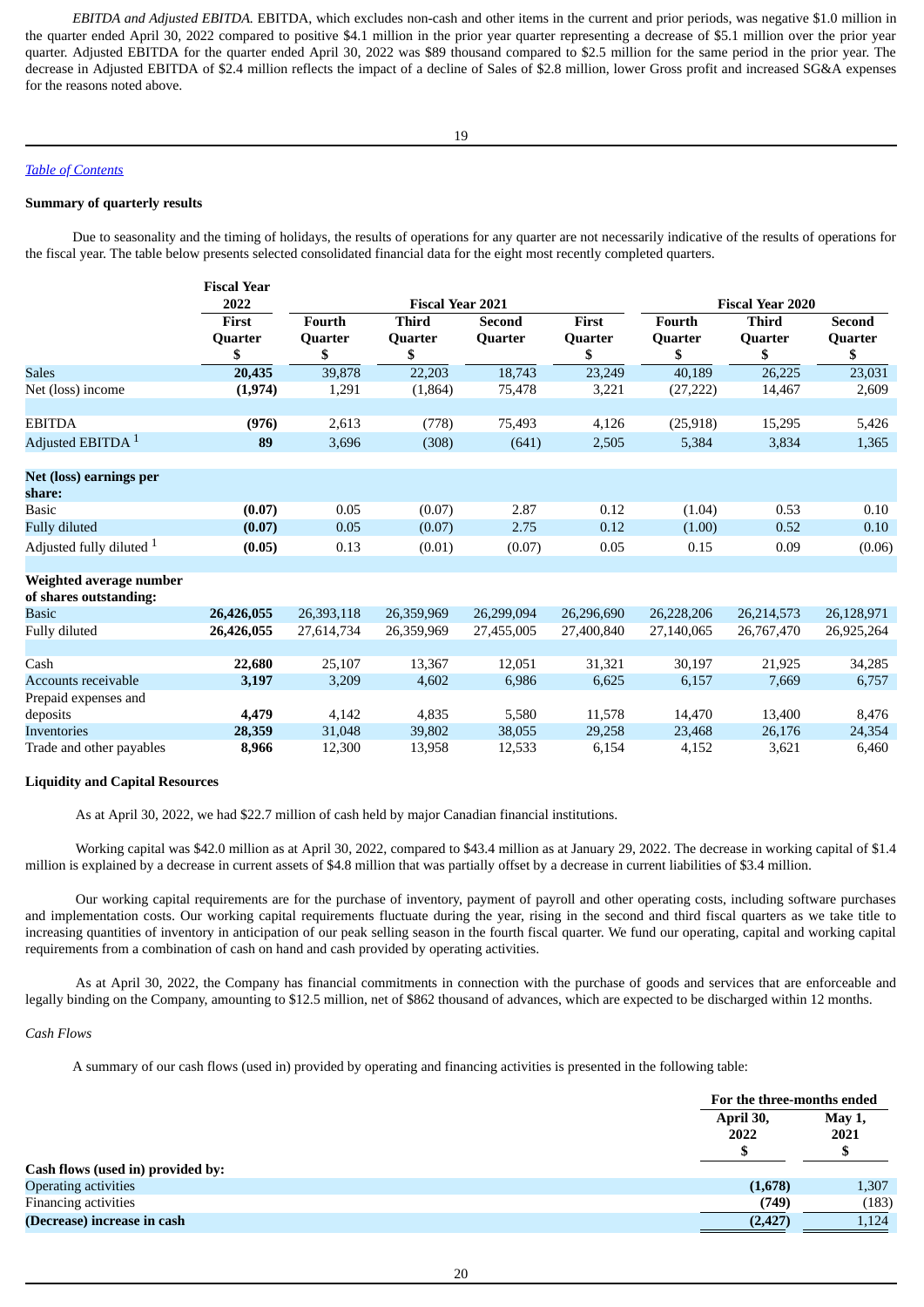*EBITDA and Adjusted EBITDA.* EBITDA, which excludes non-cash and other items in the current and prior periods, was negative $1.0 million in the quarter ended April 30, 2022 compared to positive $4.1 million in the prior year quarter representing a decrease of $5.1 million over the prior year quarter. Adjusted EBITDA for the quarter ended April 30, 2022 was $89 thousand compared to $2.5 million for the same period in the prior year. The decrease in Adjusted EBITDA of $2.4 million reflects the impact of a decline of Sales of $2.8 million, lower Gross profit and increased SG&A expenses for the reasons noted above.

*Table of Contents*

**Summary of quarterly results**

Due to seasonality and the timing of holidays, the results of operations for any quarter are not necessarily indicative of the results of operations for the fiscal year. The table below presents selected consolidated financial data for the eight most recently completed quarters.

| | Fiscal Year 2022 | Fiscal Year 2021 | | | | Fiscal Year 2020 | | |
|---|---|---|---|---|---|---|---|---|
| | First Quarter $ | Fourth Quarter $ | Third Quarter $ | Second Quarter | First Quarter $ | Fourth Quarter $ | Third Quarter $ | Second Quarter $ |
| Sales | **20,435** | 39,878 | 22,203 | 18,743 | 23,249 | 40,189 | 26,225 | 23,031 |
| Net (loss) income | **(1,974)** | 1,291 | (1,864) | 75,478 | 3,221 | (27,222) | 14,467 | 2,609 |
| | | | | | | | | |
| EBITDA | **(976)** | 2,613 | (778) | 75,493 | 4,126 | (25,918) | 15,295 | 5,426 |
| Adjusted EBITDA [1] | **89** | 3,696 | (308) | (641) | 2,505 | 5,384 | 3,834 | 1,365 |
| | | | | | | | | |
| **Net (loss) earnings per share:** | | | | | | | | |
| Basic | **(0.07)** | 0.05 | (0.07) | 2.87 | 0.12 | (1.04) | 0.53 | 0.10 |
| Fully diluted | **(0.07)** | 0.05 | (0.07) | 2.75 | 0.12 | (1.00) | 0.52 | 0.10 |
| Adjusted fully diluted [1] | **(0.05)** | 0.13 | (0.01) | (0.07) | 0.05 | 0.15 | 0.09 | (0.06) |
| | | | | | | | | |
| **Weighted average number of shares outstanding:** | | | | | | | | |
| Basic | **26,426,055** | 26,393,118 | 26,359,969 | 26,299,094 | 26,296,690 | 26,228,206 | 26,214,573 | 26,128,971 |
| Fully diluted | **26,426,055** | 27,614,734 | 26,359,969 | 27,455,005 | 27,400,840 | 27,140,065 | 26,767,470 | 26,925,264 |
| | | | | | | | | |
| Cash | **22,680** | 25,107 | 13,367 | 12,051 | 31,321 | 30,197 | 21,925 | 34,285 |
| Accounts receivable | **3,197** | 3,209 | 4,602 | 6,986 | 6,625 | 6,157 | 7,669 | 6,757 |
| Prepaid expenses and deposits | **4,479** | 4,142 | 4,835 | 5,580 | 11,578 | 14,470 | 13,400 | 8,476 |
| Inventories | **28,359** | 31,048 | 39,802 | 38,055 | 29,258 | 23,468 | 26,176 | 24,354 |
| Trade and other payables | **8,966** | 12,300 | 13,958 | 12,533 | 6,154 | 4,152 | 3,621 | 6,460 |

**Liquidity and Capital Resources**

As at April 30, 2022, we had $22.7 million of cash held by major Canadian financial institutions.

Working capital was $42.0 million as at April 30, 2022, compared to $43.4 million as at January 29, 2022. The decrease in working capital of $1.4 million is explained by a decrease in current assets of $4.8 million that was partially offset by a decrease in current liabilities of $3.4 million.

Our working capital requirements are for the purchase of inventory, payment of payroll and other operating costs, including software purchases and implementation costs. Our working capital requirements fluctuate during the year, rising in the second and third fiscal quarters as we take title to increasing quantities of inventory in anticipation of our peak selling season in the fourth fiscal quarter. We fund our operating, capital and working capital requirements from a combination of cash on hand and cash provided by operating activities.

As at April 30, 2022, the Company has financial commitments in connection with the purchase of goods and services that are enforceable and legally binding on the Company, amounting to $12.5 million, net of $862 thousand of advances, which are expected to be discharged within 12 months.

*Cash Flows*

A summary of our cash flows (used in) provided by operating and financing activities is presented in the following table:

| | For the three-months ended | |
|---|---|---|
| | April 30, 2022 $ | May 1, 2021 $ |
| **Cash flows (used in) provided by:** | | |
| Operating activities | **(1,678)** | 1,307 |
| Financing activities | **(749)** | (183) |
| **(Decrease) increase in cash** | **(2,427)** | 1,124 |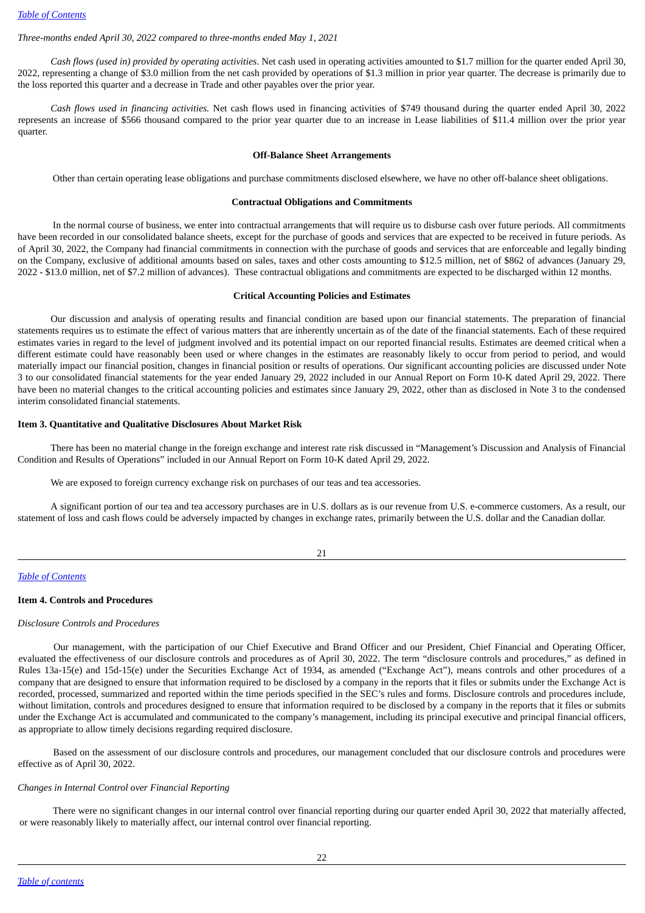*Three-months ended April 30, 2022 compared to three-months ended May 1, 2021*

*Cash flows (used in) provided by operating activities*. Net cash used in operating activities amounted to $1.7 million for the quarter ended April 30, 2022, representing a change of $3.0 million from the net cash provided by operations of $1.3 million in prior year quarter. The decrease is primarily due to the loss reported this quarter and a decrease in Trade and other payables over the prior year.

*Cash flows used in financing activities.* Net cash flows used in financing activities of $749 thousand during the quarter ended April 30, 2022 represents an increase of $566 thousand compared to the prior year quarter due to an increase in Lease liabilities of $11.4 million over the prior year quarter.

**Off-Balance Sheet Arrangements**

Other than certain operating lease obligations and purchase commitments disclosed elsewhere, we have no other off-balance sheet obligations.

**Contractual Obligations and Commitments**

In the normal course of business, we enter into contractual arrangements that will require us to disburse cash over future periods. All commitments have been recorded in our consolidated balance sheets, except for the purchase of goods and services that are expected to be received in future periods. As of April 30, 2022, the Company had financial commitments in connection with the purchase of goods and services that are enforceable and legally binding on the Company, exclusive of additional amounts based on sales, taxes and other costs amounting to $12.5 million, net of $862 of advances (January 29, 2022 - $13.0 million, net of $7.2 million of advances). These contractual obligations and commitments are expected to be discharged within 12 months.

**Critical Accounting Policies and Estimates**

Our discussion and analysis of operating results and financial condition are based upon our financial statements. The preparation of financial statements requires us to estimate the effect of various matters that are inherently uncertain as of the date of the financial statements. Each of these required estimates varies in regard to the level of judgment involved and its potential impact on our reported financial results. Estimates are deemed critical when a different estimate could have reasonably been used or where changes in the estimates are reasonably likely to occur from period to period, and would materially impact our financial position, changes in financial position or results of operations. Our significant accounting policies are discussed under Note 3 to our consolidated financial statements for the year ended January 29, 2022 included in our Annual Report on Form 10-K dated April 29, 2022. There have been no material changes to the critical accounting policies and estimates since January 29, 2022, other than as disclosed in Note 3 to the condensed interim consolidated financial statements.

**Item 3. Quantitative and Qualitative Disclosures About Market Risk**

There has been no material change in the foreign exchange and interest rate risk discussed in "Management's Discussion and Analysis of Financial Condition and Results of Operations" included in our Annual Report on Form 10-K dated April 29, 2022.

We are exposed to foreign currency exchange risk on purchases of our teas and tea accessories.

A significant portion of our tea and tea accessory purchases are in U.S. dollars as is our revenue from U.S. e-commerce customers. As a result, our statement of loss and cash flows could be adversely impacted by changes in exchange rates, primarily between the U.S. dollar and the Canadian dollar.

**Item 4. Controls and Procedures**

*Disclosure Controls and Procedures*

Our management, with the participation of our Chief Executive and Brand Officer and our President, Chief Financial and Operating Officer, evaluated the effectiveness of our disclosure controls and procedures as of April 30, 2022. The term "disclosure controls and procedures," as defined in Rules 13a-15(e) and 15d-15(e) under the Securities Exchange Act of 1934, as amended ("Exchange Act"), means controls and other procedures of a company that are designed to ensure that information required to be disclosed by a company in the reports that it files or submits under the Exchange Act is recorded, processed, summarized and reported within the time periods specified in the SEC's rules and forms. Disclosure controls and procedures include, without limitation, controls and procedures designed to ensure that information required to be disclosed by a company in the reports that it files or submits under the Exchange Act is accumulated and communicated to the company's management, including its principal executive and principal financial officers, as appropriate to allow timely decisions regarding required disclosure.

Based on the assessment of our disclosure controls and procedures, our management concluded that our disclosure controls and procedures were effective as of April 30, 2022.

*Changes in Internal Control over Financial Reporting*

There were no significant changes in our internal control over financial reporting during our quarter ended April 30, 2022 that materially affected, or were reasonably likely to materially affect, our internal control over financial reporting.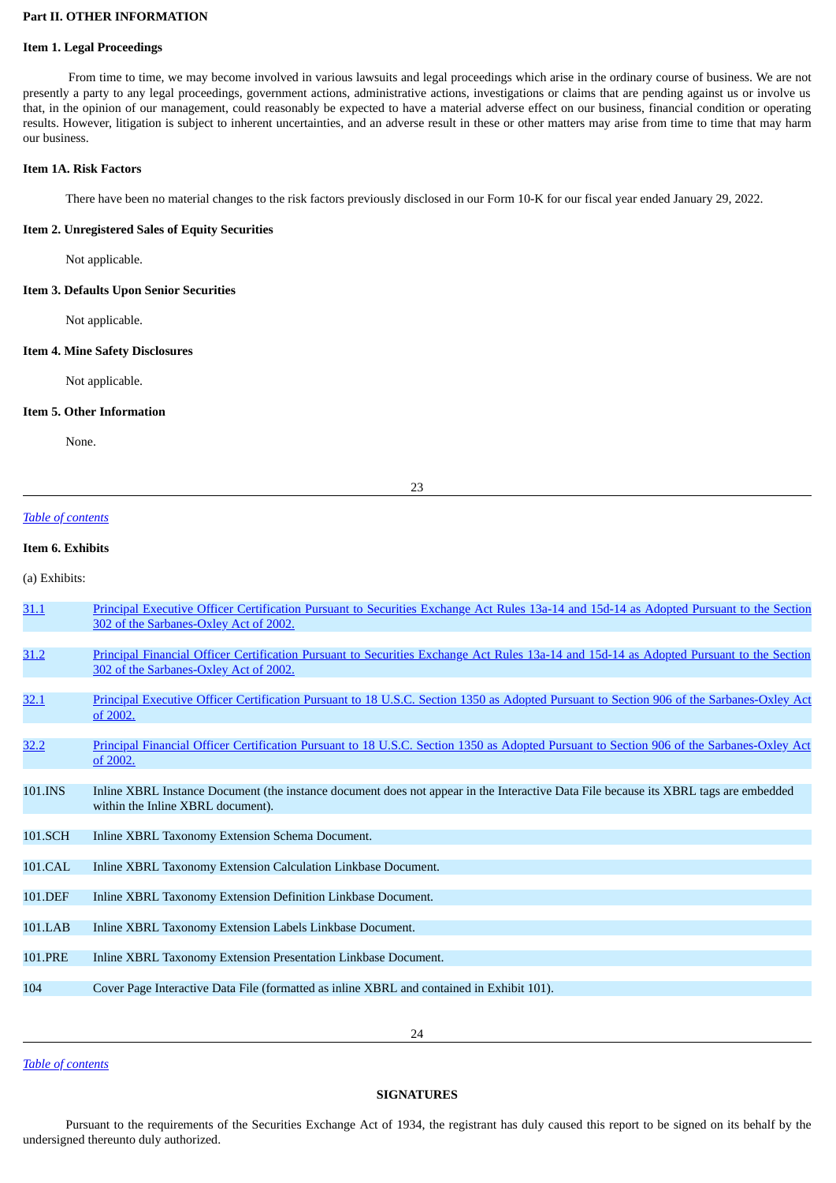## Part II. OTHER INFORMATION

### Item 1. Legal Proceedings

From time to time, we may become involved in various lawsuits and legal proceedings which arise in the ordinary course of business. We are not presently a party to any legal proceedings, government actions, administrative actions, investigations or claims that are pending against us or involve us that, in the opinion of our management, could reasonably be expected to have a material adverse effect on our business, financial condition or operating results. However, litigation is subject to inherent uncertainties, and an adverse result in these or other matters may arise from time to time that may harm our business.

### Item 1A. Risk Factors

There have been no material changes to the risk factors previously disclosed in our Form 10-K for our fiscal year ended January 29, 2022.

### Item 2. Unregistered Sales of Equity Securities

Not applicable.

### Item 3. Defaults Upon Senior Securities

Not applicable.

### Item 4. Mine Safety Disclosures

Not applicable.

### Item 5. Other Information

None.

*Table of contents*

### Item 6. Exhibits

(a) Exhibits:

| | |
|---|---|
| 31.1 | Principal Executive Officer Certification Pursuant to Securities Exchange Act Rules 13a-14 and 15d-14 as Adopted Pursuant to the Section 302 of the Sarbanes-Oxley Act of 2002. |
| 31.2 | Principal Financial Officer Certification Pursuant to Securities Exchange Act Rules 13a-14 and 15d-14 as Adopted Pursuant to the Section 302 of the Sarbanes-Oxley Act of 2002. |
| 32.1 | Principal Executive Officer Certification Pursuant to 18 U.S.C. Section 1350 as Adopted Pursuant to Section 906 of the Sarbanes-Oxley Act of 2002. |
| 32.2 | Principal Financial Officer Certification Pursuant to 18 U.S.C. Section 1350 as Adopted Pursuant to Section 906 of the Sarbanes-Oxley Act of 2002. |
| 101.INS | Inline XBRL Instance Document (the instance document does not appear in the Interactive Data File because its XBRL tags are embedded within the Inline XBRL document). |
| 101.SCH | Inline XBRL Taxonomy Extension Schema Document. |
| 101.CAL | Inline XBRL Taxonomy Extension Calculation Linkbase Document. |
| 101.DEF | Inline XBRL Taxonomy Extension Definition Linkbase Document. |
| 101.LAB | Inline XBRL Taxonomy Extension Labels Linkbase Document. |
| 101.PRE | Inline XBRL Taxonomy Extension Presentation Linkbase Document. |
| 104 | Cover Page Interactive Data File (formatted as inline XBRL and contained in Exhibit 101). |

*Table of contents*

### SIGNATURES

Pursuant to the requirements of the Securities Exchange Act of 1934, the registrant has duly caused this report to be signed on its behalf by the undersigned thereunto duly authorized.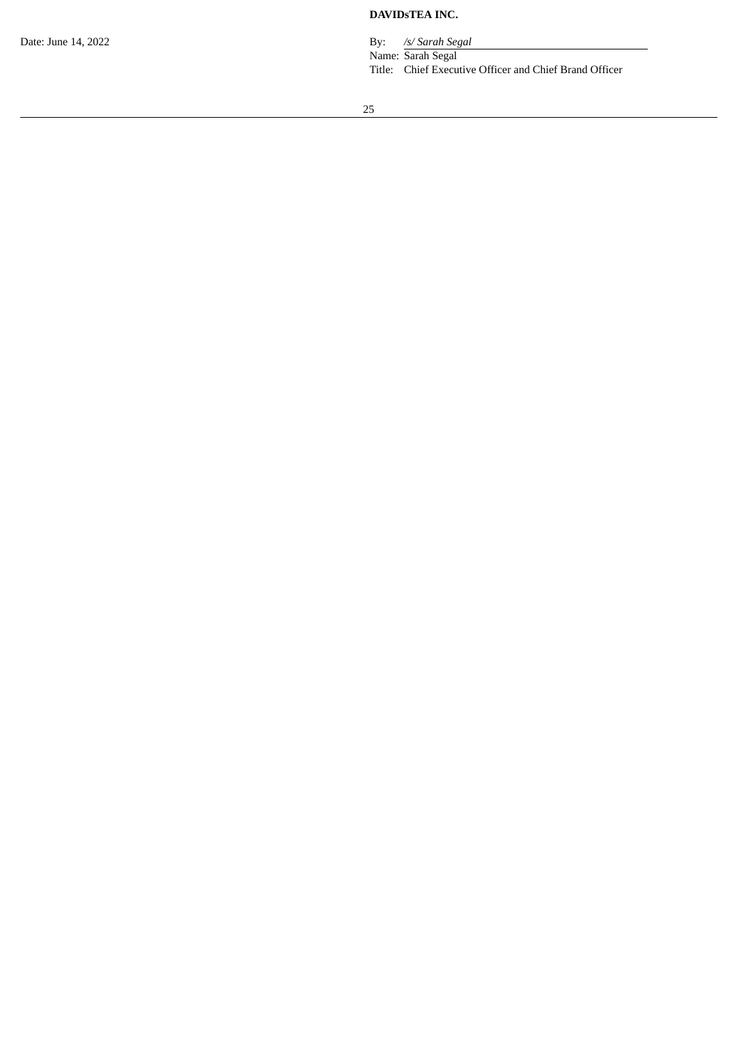**DAVIDsTEA INC.**

Date: June 14, 2022

By: */s/ Sarah Segal*

Name: Sarah Segal

Title: Chief Executive Officer and Chief Brand Officer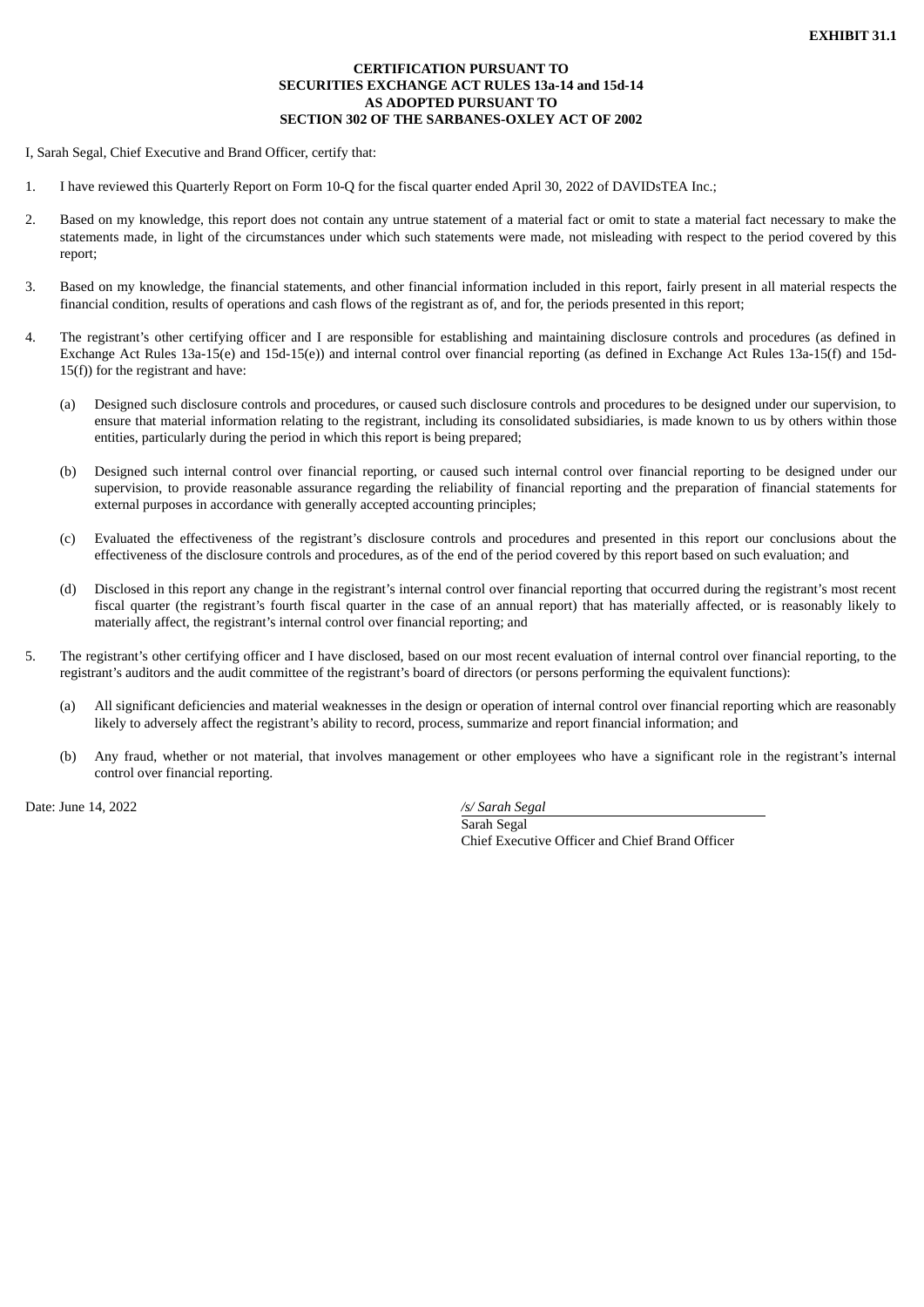**EXHIBIT 31.1**

**CERTIFICATION PURSUANT TO**
**SECURITIES EXCHANGE ACT RULES 13a-14 and 15d-14**
**AS ADOPTED PURSUANT TO**
**SECTION 302 OF THE SARBANES-OXLEY ACT OF 2002**

I, Sarah Segal, Chief Executive and Brand Officer, certify that:

1. I have reviewed this Quarterly Report on Form 10-Q for the fiscal quarter ended April 30, 2022 of DAVIDsTEA Inc.;

2. Based on my knowledge, this report does not contain any untrue statement of a material fact or omit to state a material fact necessary to make the statements made, in light of the circumstances under which such statements were made, not misleading with respect to the period covered by this report;

3. Based on my knowledge, the financial statements, and other financial information included in this report, fairly present in all material respects the financial condition, results of operations and cash flows of the registrant as of, and for, the periods presented in this report;

4. The registrant's other certifying officer and I are responsible for establishing and maintaining disclosure controls and procedures (as defined in Exchange Act Rules 13a-15(e) and 15d-15(e)) and internal control over financial reporting (as defined in Exchange Act Rules 13a-15(f) and 15d-15(f)) for the registrant and have:

   (a) Designed such disclosure controls and procedures, or caused such disclosure controls and procedures to be designed under our supervision, to ensure that material information relating to the registrant, including its consolidated subsidiaries, is made known to us by others within those entities, particularly during the period in which this report is being prepared;

   (b) Designed such internal control over financial reporting, or caused such internal control over financial reporting to be designed under our supervision, to provide reasonable assurance regarding the reliability of financial reporting and the preparation of financial statements for external purposes in accordance with generally accepted accounting principles;

   (c) Evaluated the effectiveness of the registrant's disclosure controls and procedures and presented in this report our conclusions about the effectiveness of the disclosure controls and procedures, as of the end of the period covered by this report based on such evaluation; and

   (d) Disclosed in this report any change in the registrant's internal control over financial reporting that occurred during the registrant's most recent fiscal quarter (the registrant's fourth fiscal quarter in the case of an annual report) that has materially affected, or is reasonably likely to materially affect, the registrant's internal control over financial reporting; and

5. The registrant's other certifying officer and I have disclosed, based on our most recent evaluation of internal control over financial reporting, to the registrant's auditors and the audit committee of the registrant's board of directors (or persons performing the equivalent functions):

   (a) All significant deficiencies and material weaknesses in the design or operation of internal control over financial reporting which are reasonably likely to adversely affect the registrant's ability to record, process, summarize and report financial information; and

   (b) Any fraud, whether or not material, that involves management or other employees who have a significant role in the registrant's internal control over financial reporting.

Date: June 14, 2022

*/s/ Sarah Segal*
Sarah Segal
Chief Executive Officer and Chief Brand Officer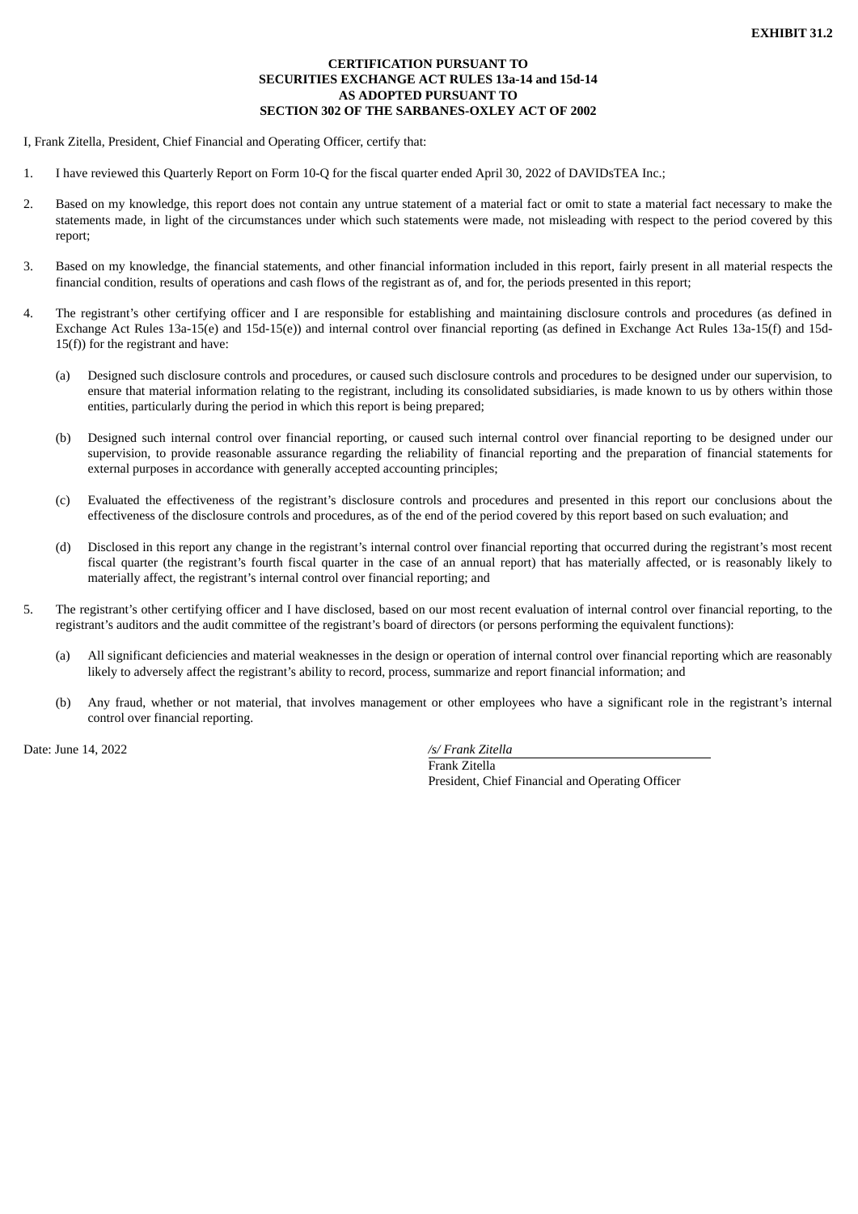**EXHIBIT 31.2**

**CERTIFICATION PURSUANT TO**
**SECURITIES EXCHANGE ACT RULES 13a-14 and 15d-14**
**AS ADOPTED PURSUANT TO**
**SECTION 302 OF THE SARBANES-OXLEY ACT OF 2002**

I, Frank Zitella, President, Chief Financial and Operating Officer, certify that:

1. I have reviewed this Quarterly Report on Form 10-Q for the fiscal quarter ended April 30, 2022 of DAVIDsTEA Inc.;

2. Based on my knowledge, this report does not contain any untrue statement of a material fact or omit to state a material fact necessary to make the statements made, in light of the circumstances under which such statements were made, not misleading with respect to the period covered by this report;

3. Based on my knowledge, the financial statements, and other financial information included in this report, fairly present in all material respects the financial condition, results of operations and cash flows of the registrant as of, and for, the periods presented in this report;

4. The registrant's other certifying officer and I are responsible for establishing and maintaining disclosure controls and procedures (as defined in Exchange Act Rules 13a-15(e) and 15d-15(e)) and internal control over financial reporting (as defined in Exchange Act Rules 13a-15(f) and 15d-15(f)) for the registrant and have:

   (a) Designed such disclosure controls and procedures, or caused such disclosure controls and procedures to be designed under our supervision, to ensure that material information relating to the registrant, including its consolidated subsidiaries, is made known to us by others within those entities, particularly during the period in which this report is being prepared;

   (b) Designed such internal control over financial reporting, or caused such internal control over financial reporting to be designed under our supervision, to provide reasonable assurance regarding the reliability of financial reporting and the preparation of financial statements for external purposes in accordance with generally accepted accounting principles;

   (c) Evaluated the effectiveness of the registrant's disclosure controls and procedures and presented in this report our conclusions about the effectiveness of the disclosure controls and procedures, as of the end of the period covered by this report based on such evaluation; and

   (d) Disclosed in this report any change in the registrant's internal control over financial reporting that occurred during the registrant's most recent fiscal quarter (the registrant's fourth fiscal quarter in the case of an annual report) that has materially affected, or is reasonably likely to materially affect, the registrant's internal control over financial reporting; and

5. The registrant's other certifying officer and I have disclosed, based on our most recent evaluation of internal control over financial reporting, to the registrant's auditors and the audit committee of the registrant's board of directors (or persons performing the equivalent functions):

   (a) All significant deficiencies and material weaknesses in the design or operation of internal control over financial reporting which are reasonably likely to adversely affect the registrant's ability to record, process, summarize and report financial information; and

   (b) Any fraud, whether or not material, that involves management or other employees who have a significant role in the registrant's internal control over financial reporting.

Date: June 14, 2022

*/s/ Frank Zitella*
Frank Zitella
President, Chief Financial and Operating Officer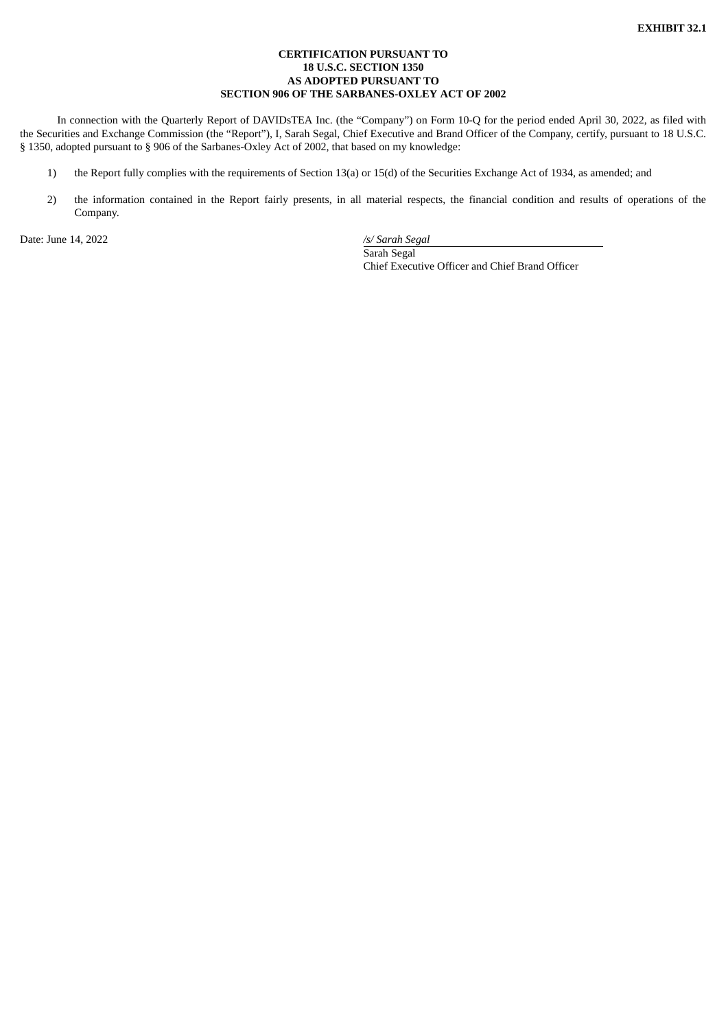**EXHIBIT 32.1**

**CERTIFICATION PURSUANT TO**
**18 U.S.C. SECTION 1350**
**AS ADOPTED PURSUANT TO**
**SECTION 906 OF THE SARBANES-OXLEY ACT OF 2002**

In connection with the Quarterly Report of DAVIDsTEA Inc. (the “Company”) on Form 10-Q for the period ended April 30, 2022, as filed with the Securities and Exchange Commission (the “Report”), I, Sarah Segal, Chief Executive and Brand Officer of the Company, certify, pursuant to 18 U.S.C. § 1350, adopted pursuant to § 906 of the Sarbanes-Oxley Act of 2002, that based on my knowledge:

1) the Report fully complies with the requirements of Section 13(a) or 15(d) of the Securities Exchange Act of 1934, as amended; and

2) the information contained in the Report fairly presents, in all material respects, the financial condition and results of operations of the Company.

Date: June 14, 2022

*/s/ Sarah Segal*
Sarah Segal
Chief Executive Officer and Chief Brand Officer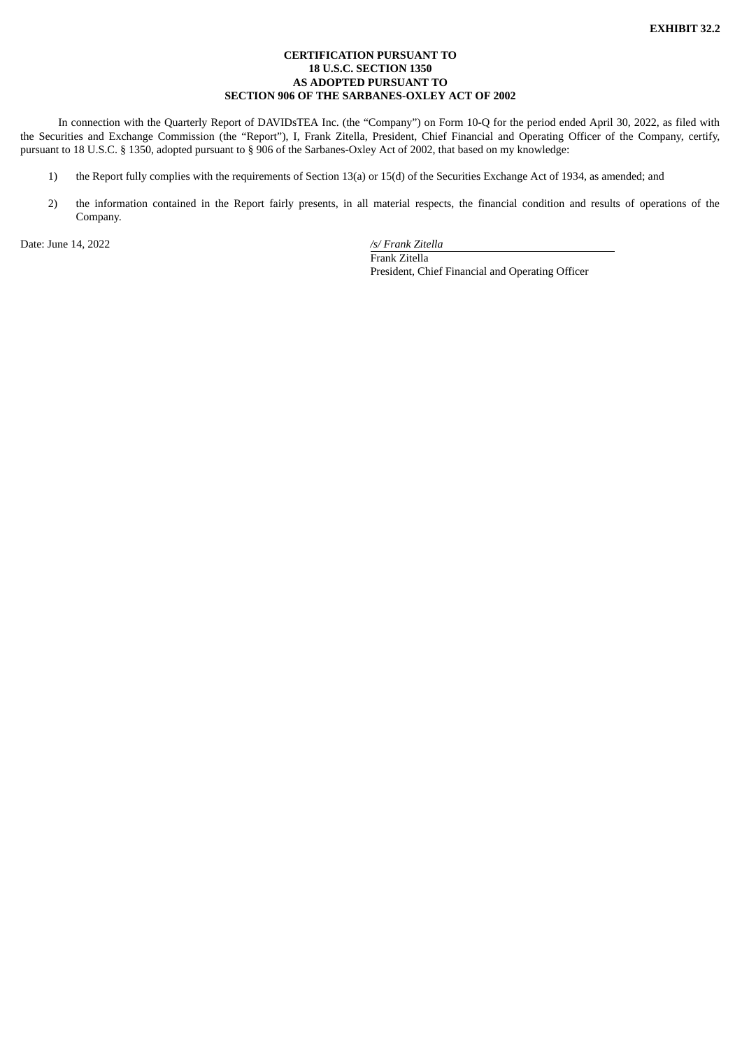**EXHIBIT 32.2**

**CERTIFICATION PURSUANT TO**
**18 U.S.C. SECTION 1350**
**AS ADOPTED PURSUANT TO**
**SECTION 906 OF THE SARBANES-OXLEY ACT OF 2002**

In connection with the Quarterly Report of DAVIDsTEA Inc. (the “Company”) on Form 10-Q for the period ended April 30, 2022, as filed with the Securities and Exchange Commission (the “Report”), I, Frank Zitella, President, Chief Financial and Operating Officer of the Company, certify, pursuant to 18 U.S.C. § 1350, adopted pursuant to § 906 of the Sarbanes-Oxley Act of 2002, that based on my knowledge:

1) the Report fully complies with the requirements of Section 13(a) or 15(d) of the Securities Exchange Act of 1934, as amended; and

2) the information contained in the Report fairly presents, in all material respects, the financial condition and results of operations of the Company.

Date: June 14, 2022

*/s/ Frank Zitella*
Frank Zitella
President, Chief Financial and Operating Officer